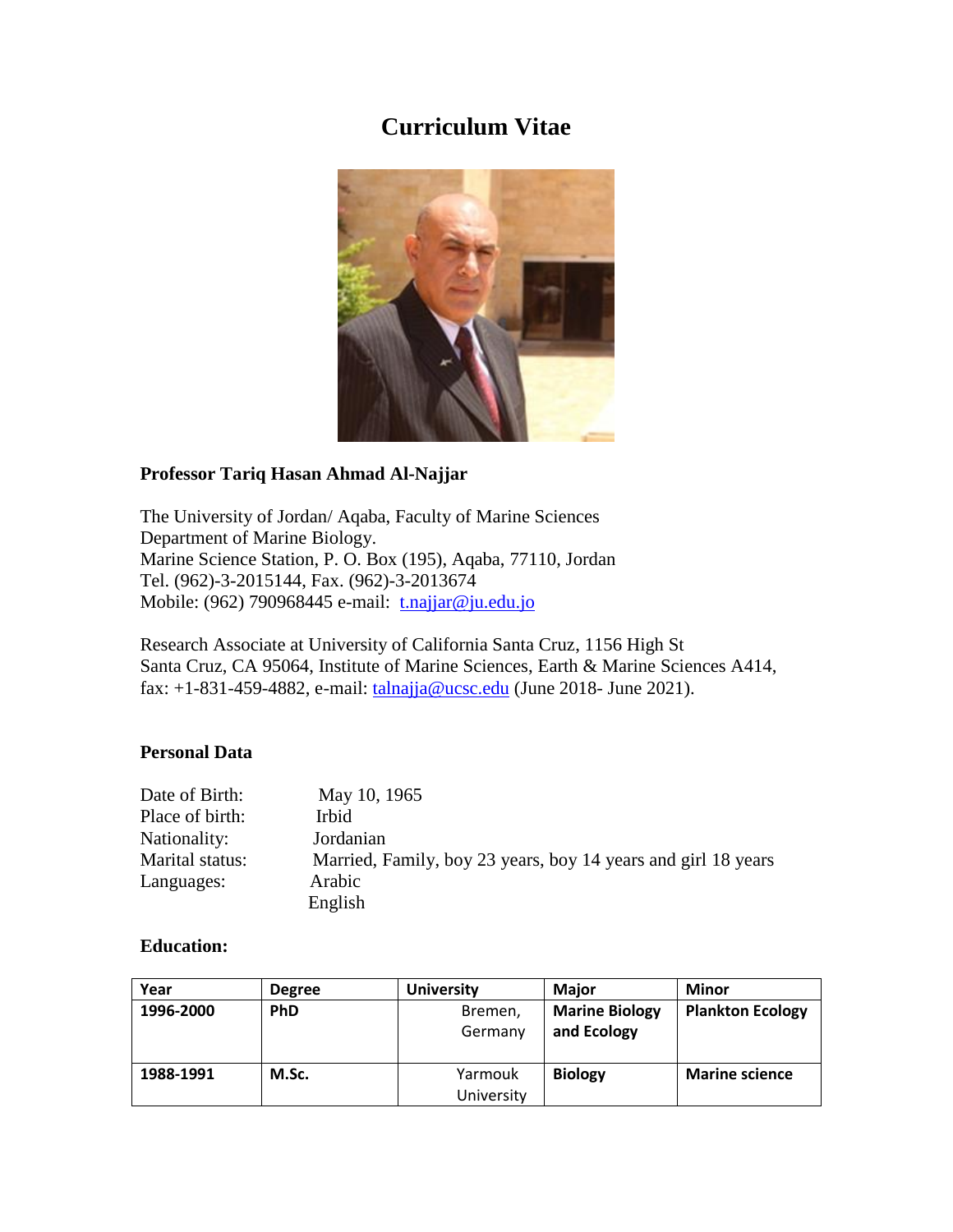# Curriculum Vitae

**Professor Tariq Hasan Ahmad Al-Najjar**

The University of Jordan/ Aqaba, Faculty of Marine Sciences
Department of Marine Biology.
Marine Science Station, P. O. Box (195), Aqaba, 77110, Jordan
Tel. (962)-3-2015144, Fax. (962)-3-2013674
Mobile: (962) 790968445 e-mail: t.najjar@ju.edu.jo

Research Associate at University of California Santa Cruz, 1156 High St
Santa Cruz, CA 95064, Institute of Marine Sciences, Earth & Marine Sciences A414,
fax: +1-831-459-4882, e-mail: talnajja@ucsc.edu (June 2018- June 2021).

**Personal Data**

| | |
|---|---|
| Date of Birth: | May 10, 1965 |
| Place of birth: | Irbid |
| Nationality: | Jordanian |
| Marital status: | Married, Family, boy 23 years, boy 14 years and girl 18 years |
| Languages: | Arabic<br>English |

**Education:**

| Year | Degree | University | Major | Minor |
|---|---|---|---|---|
| 1996-2000 | PhD | Bremen, Germany | Marine Biology and Ecology | Plankton Ecology |
| 1988-1991 | M.Sc. | Yarmouk University | Biology | Marine science |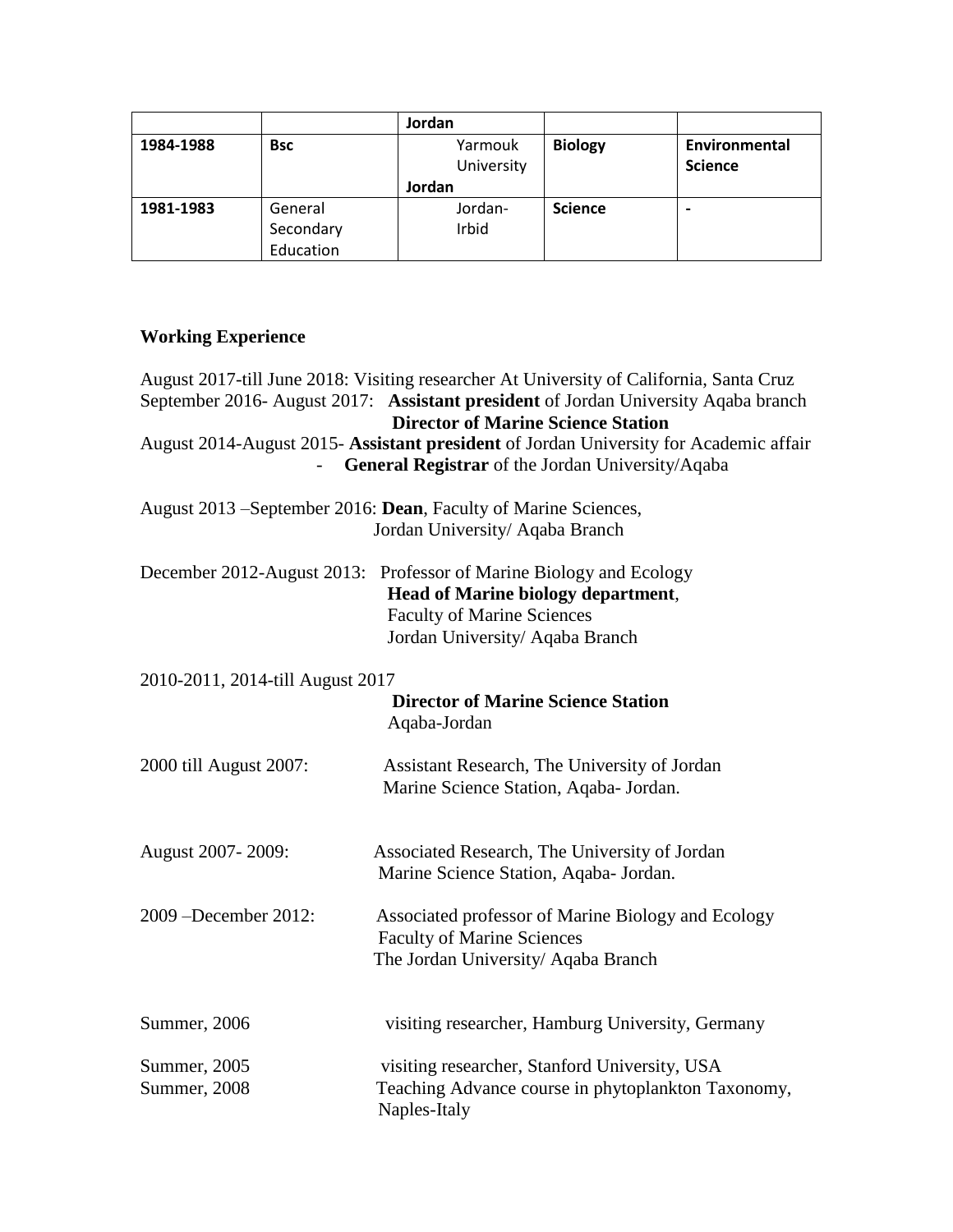| | | Jordan | | |
|---|---|---|---|---|
| **1984-1988** | **Bsc** | Yarmouk University **Jordan** | **Biology** | **Environmental Science** |
| **1981-1983** | General Secondary Education | Jordan-Irbid | **Science** | **-** |

**Working Experience**

August 2017-till June 2018: Visiting researcher At University of California, Santa Cruz
September 2016- August 2017: **Assistant president** of Jordan University Aqaba branch
**Director of Marine Science Station**
August 2014-August 2015- **Assistant president** of Jordan University for Academic affair
- **General Registrar** of the Jordan University/Aqaba

August 2013 –September 2016: **Dean**, Faculty of Marine Sciences,
Jordan University/ Aqaba Branch

December 2012-August 2013: Professor of Marine Biology and Ecology
**Head of Marine biology department**,
Faculty of Marine Sciences
Jordan University/ Aqaba Branch

2010-2011, 2014-till August 2017
**Director of Marine Science Station**
Aqaba-Jordan

2000 till August 2007: Assistant Research, The University of Jordan
Marine Science Station, Aqaba- Jordan.

August 2007- 2009: Associated Research, The University of Jordan
Marine Science Station, Aqaba- Jordan.

2009 –December 2012: Associated professor of Marine Biology and Ecology
Faculty of Marine Sciences
The Jordan University/ Aqaba Branch

Summer, 2006 visiting researcher, Hamburg University, Germany

Summer, 2005 visiting researcher, Stanford University, USA
Summer, 2008 Teaching Advance course in phytoplankton Taxonomy, Naples-Italy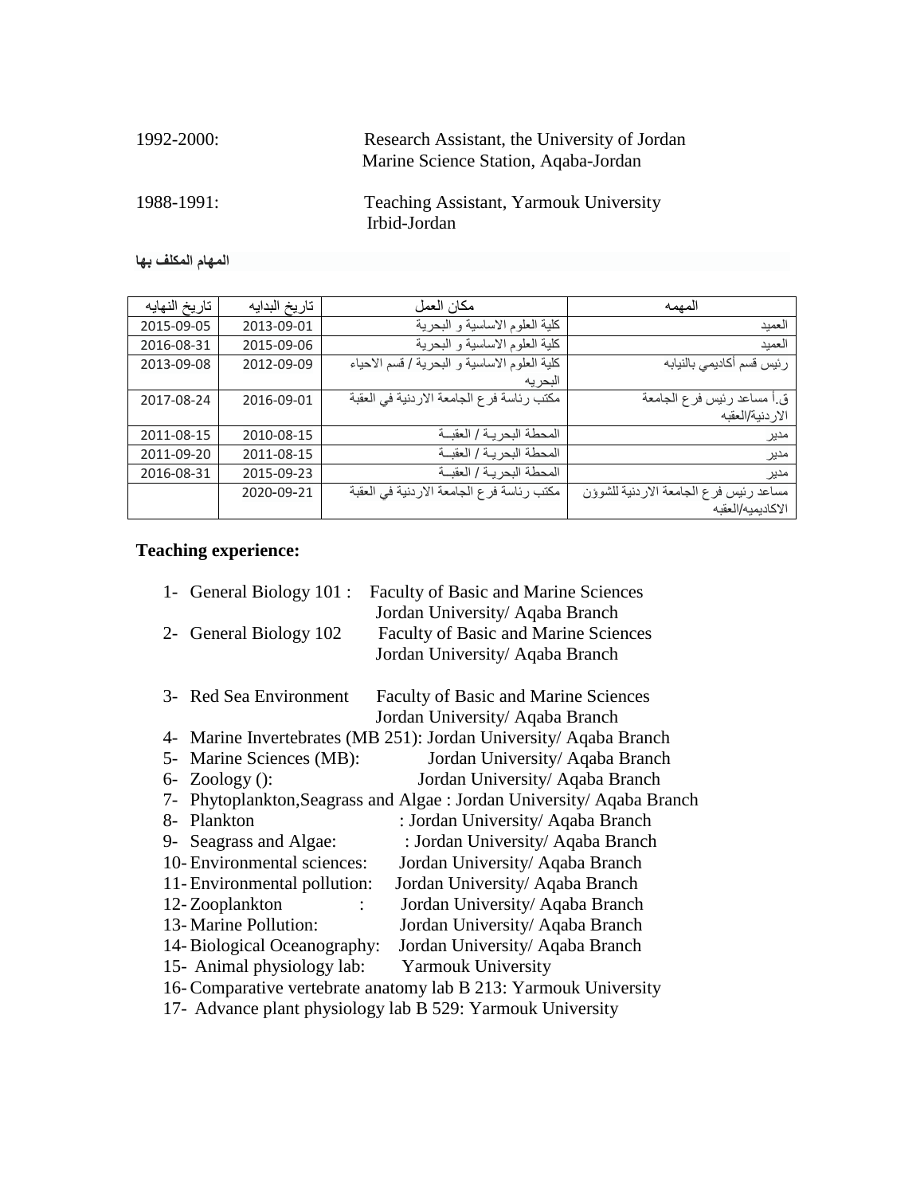1992-2000: Research Assistant, the University of Jordan
Marine Science Station, Aqaba-Jordan

1988-1991: Teaching Assistant, Yarmouk University
Irbid-Jordan

**المهام المكلف بها**

| تاريخ النهايه | تاريخ البدايه | مكان العمل | المهمه |
|---|---|---|---|
| 2015-09-05 | 2013-09-01 | كلية العلوم الاساسية و البحرية | العميد |
| 2016-08-31 | 2015-09-06 | كلية العلوم الاساسية و البحرية | العميد |
| 2013-09-08 | 2012-09-09 | كلية العلوم الاساسية و البحرية / قسم الاحياء البحريه | رئيس قسم أكاديمي بالنيابه |
| 2017-08-24 | 2016-09-01 | مكتب رئاسة فرع الجامعة الاردنية في العقبة | ق.أ مساعد رئيس فرع الجامعة الاردنية/العقبه |
| 2011-08-15 | 2010-08-15 | المحطة البحريـة / العقبــة | مدير |
| 2011-09-20 | 2011-08-15 | المحطة البحريـة / العقبــة | مدير |
| 2016-08-31 | 2015-09-23 | المحطة البحريـة / العقبــة | مدير |
| | 2020-09-21 | مكتب رئاسة فرع الجامعة الاردنية في العقبة | مساعد رئيس فرع الجامعة الاردنية للشؤون الاكاديميه/العقبه |

**Teaching experience:**

1- General Biology 101 : Faculty of Basic and Marine Sciences
Jordan University/ Aqaba Branch
2- General Biology 102 Faculty of Basic and Marine Sciences
Jordan University/ Aqaba Branch

3- Red Sea Environment Faculty of Basic and Marine Sciences
Jordan University/ Aqaba Branch
4- Marine Invertebrates (MB 251): Jordan University/ Aqaba Branch
5- Marine Sciences (MB): Jordan University/ Aqaba Branch
6- Zoology (): Jordan University/ Aqaba Branch
7- Phytoplankton,Seagrass and Algae : Jordan University/ Aqaba Branch
8- Plankton : Jordan University/ Aqaba Branch
9- Seagrass and Algae: : Jordan University/ Aqaba Branch
10- Environmental sciences: Jordan University/ Aqaba Branch
11- Environmental pollution: Jordan University/ Aqaba Branch
12- Zooplankton : Jordan University/ Aqaba Branch
13- Marine Pollution: Jordan University/ Aqaba Branch
14- Biological Oceanography: Jordan University/ Aqaba Branch
15- Animal physiology lab: Yarmouk University
16- Comparative vertebrate anatomy lab B 213: Yarmouk University
17- Advance plant physiology lab B 529: Yarmouk University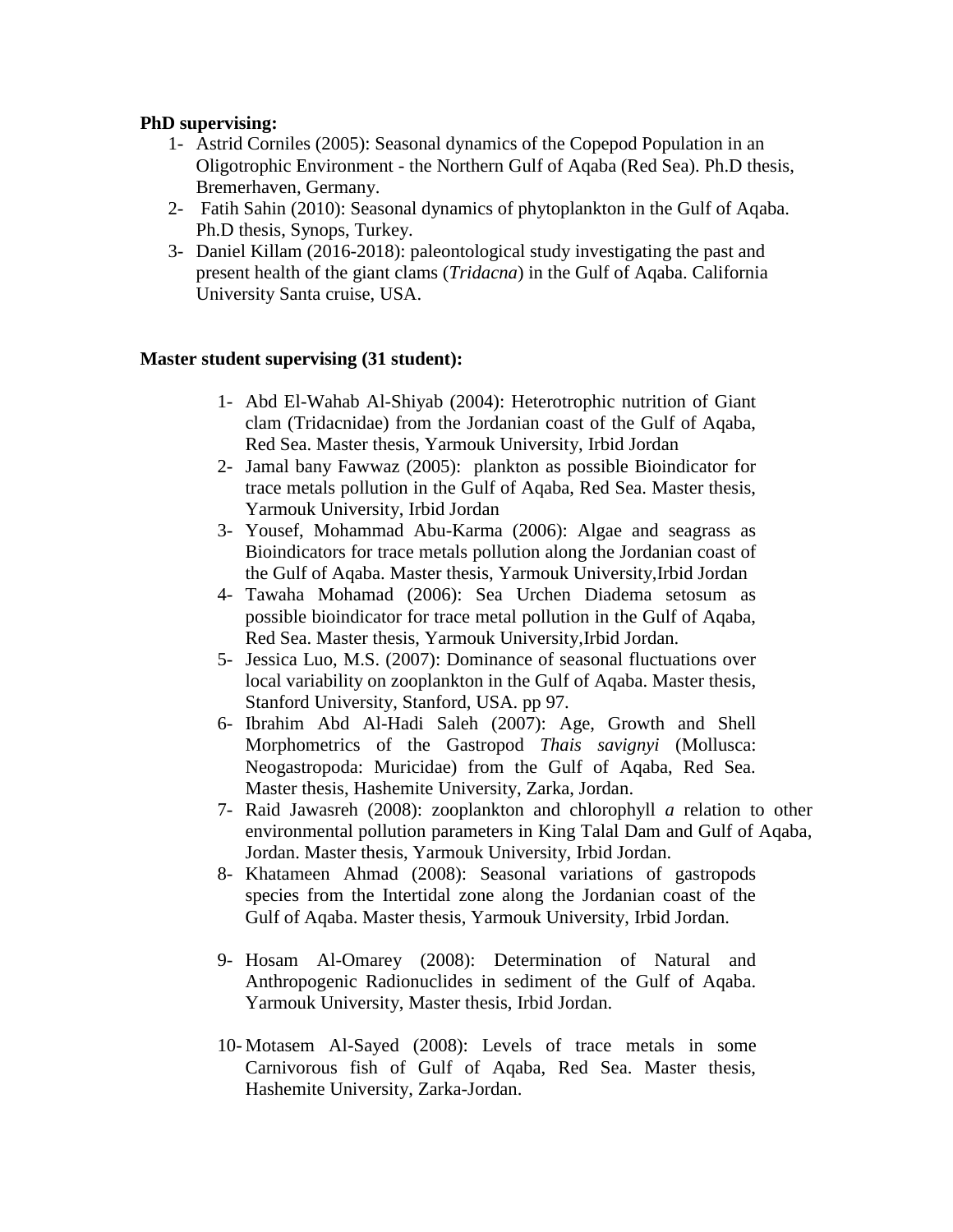**PhD supervising:**

1- Astrid Corniles (2005): Seasonal dynamics of the Copepod Population in an Oligotrophic Environment - the Northern Gulf of Aqaba (Red Sea). Ph.D thesis, Bremerhaven, Germany.
2- Fatih Sahin (2010): Seasonal dynamics of phytoplankton in the Gulf of Aqaba. Ph.D thesis, Synops, Turkey.
3- Daniel Killam (2016-2018): paleontological study investigating the past and present health of the giant clams (*Tridacna*) in the Gulf of Aqaba. California University Santa cruise, USA.

**Master student supervising (31 student):**

1- Abd El-Wahab Al-Shiyab (2004): Heterotrophic nutrition of Giant clam (Tridacnidae) from the Jordanian coast of the Gulf of Aqaba, Red Sea. Master thesis, Yarmouk University, Irbid Jordan
2- Jamal bany Fawwaz (2005): plankton as possible Bioindicator for trace metals pollution in the Gulf of Aqaba, Red Sea. Master thesis, Yarmouk University, Irbid Jordan
3- Yousef, Mohammad Abu-Karma (2006): Algae and seagrass as Bioindicators for trace metals pollution along the Jordanian coast of the Gulf of Aqaba. Master thesis, Yarmouk University,Irbid Jordan
4- Tawaha Mohamad (2006): Sea Urchen Diadema setosum as possible bioindicator for trace metal pollution in the Gulf of Aqaba, Red Sea. Master thesis, Yarmouk University,Irbid Jordan.
5- Jessica Luo, M.S. (2007): Dominance of seasonal fluctuations over local variability on zooplankton in the Gulf of Aqaba. Master thesis, Stanford University, Stanford, USA. pp 97.
6- Ibrahim Abd Al-Hadi Saleh (2007): Age, Growth and Shell Morphometrics of the Gastropod *Thais savignyi* (Mollusca: Neogastropoda: Muricidae) from the Gulf of Aqaba, Red Sea. Master thesis, Hashemite University, Zarka, Jordan.
7- Raid Jawasreh (2008): zooplankton and chlorophyll *a* relation to other environmental pollution parameters in King Talal Dam and Gulf of Aqaba, Jordan. Master thesis, Yarmouk University, Irbid Jordan.
8- Khatameen Ahmad (2008): Seasonal variations of gastropods species from the Intertidal zone along the Jordanian coast of the Gulf of Aqaba. Master thesis, Yarmouk University, Irbid Jordan.
9- Hosam Al-Omarey (2008): Determination of Natural and Anthropogenic Radionuclides in sediment of the Gulf of Aqaba. Yarmouk University, Master thesis, Irbid Jordan.
10- Motasem Al-Sayed (2008): Levels of trace metals in some Carnivorous fish of Gulf of Aqaba, Red Sea. Master thesis, Hashemite University, Zarka-Jordan.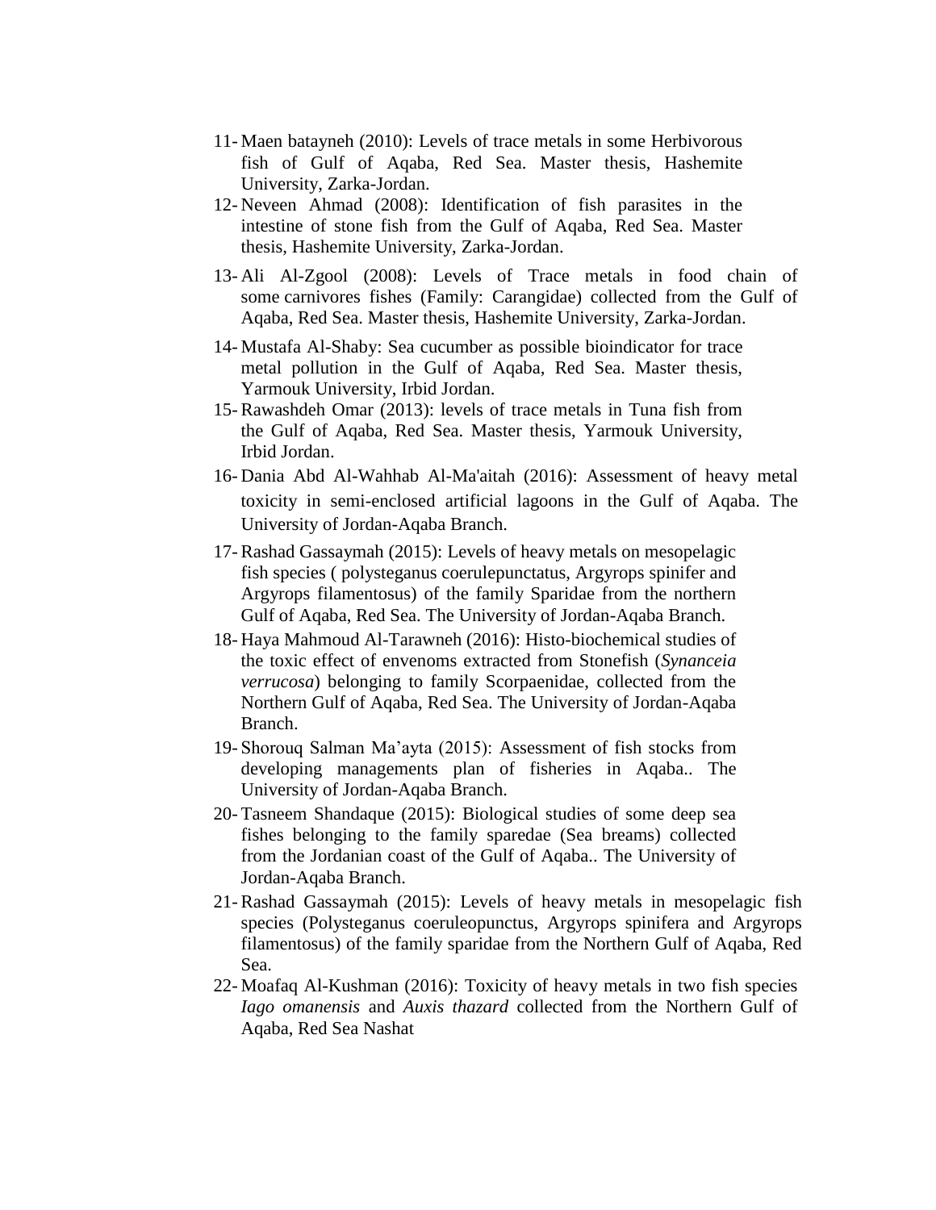11- Maen batayneh (2010): Levels of trace metals in some Herbivorous fish of Gulf of Aqaba, Red Sea. Master thesis, Hashemite University, Zarka-Jordan.

12- Neveen Ahmad (2008): Identification of fish parasites in the intestine of stone fish from the Gulf of Aqaba, Red Sea. Master thesis, Hashemite University, Zarka-Jordan.

13- Ali Al-Zgool (2008): Levels of Trace metals in food chain of some carnivores fishes (Family: Carangidae) collected from the Gulf of Aqaba, Red Sea. Master thesis, Hashemite University, Zarka-Jordan.

14- Mustafa Al-Shaby: Sea cucumber as possible bioindicator for trace metal pollution in the Gulf of Aqaba, Red Sea. Master thesis, Yarmouk University, Irbid Jordan.

15- Rawashdeh Omar (2013): levels of trace metals in Tuna fish from the Gulf of Aqaba, Red Sea. Master thesis, Yarmouk University, Irbid Jordan.

16- Dania Abd Al-Wahhab Al-Ma'aitah (2016): Assessment of heavy metal toxicity in semi-enclosed artificial lagoons in the Gulf of Aqaba. The University of Jordan-Aqaba Branch.

17- Rashad Gassaymah (2015): Levels of heavy metals on mesopelagic fish species ( polysteganus coerulepunctatus, Argyrops spinifer and Argyrops filamentosus) of the family Sparidae from the northern Gulf of Aqaba, Red Sea. The University of Jordan-Aqaba Branch.

18- Haya Mahmoud Al-Tarawneh (2016): Histo-biochemical studies of the toxic effect of envenoms extracted from Stonefish (*Synanceia verrucosa*) belonging to family Scorpaenidae, collected from the Northern Gulf of Aqaba, Red Sea. The University of Jordan-Aqaba Branch.

19- Shorouq Salman Ma'ayta (2015): Assessment of fish stocks from developing managements plan of fisheries in Aqaba.. The University of Jordan-Aqaba Branch.

20- Tasneem Shandaque (2015): Biological studies of some deep sea fishes belonging to the family sparedae (Sea breams) collected from the Jordanian coast of the Gulf of Aqaba.. The University of Jordan-Aqaba Branch.

21- Rashad Gassaymah (2015): Levels of heavy metals in mesopelagic fish species (Polysteganus coeruleopunctus, Argyrops spinifera and Argyrops filamentosus) of the family sparidae from the Northern Gulf of Aqaba, Red Sea.

22- Moafaq Al-Kushman (2016): Toxicity of heavy metals in two fish species *Iago omanensis* and *Auxis thazard* collected from the Northern Gulf of Aqaba, Red Sea Nashat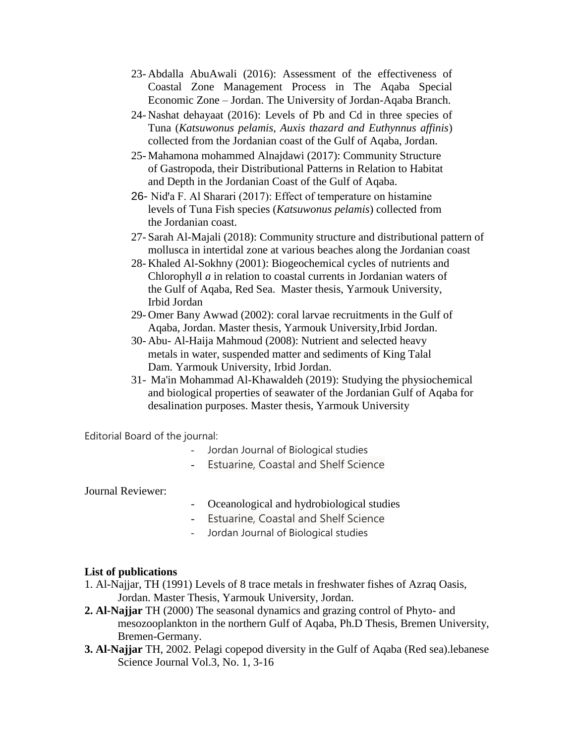23- Abdalla AbuAwali (2016): Assessment of the effectiveness of Coastal Zone Management Process in The Aqaba Special Economic Zone – Jordan. The University of Jordan-Aqaba Branch.
24- Nashat dehayaat (2016): Levels of Pb and Cd in three species of Tuna (*Katsuwonus pelamis, Auxis thazard and Euthynnus affinis*) collected from the Jordanian coast of the Gulf of Aqaba, Jordan.
25- Mahamona mohammed Alnajdawi (2017): Community Structure of Gastropoda, their Distributional Patterns in Relation to Habitat and Depth in the Jordanian Coast of the Gulf of Aqaba.
26- Nid'a F. Al Sharari (2017): Effect of temperature on histamine levels of Tuna Fish species (*Katsuwonus pelamis*) collected from the Jordanian coast.
27- Sarah Al-Majali (2018): Community structure and distributional pattern of mollusca in intertidal zone at various beaches along the Jordanian coast
28- Khaled Al-Sokhny (2001): Biogeochemical cycles of nutrients and Chlorophyll *a* in relation to coastal currents in Jordanian waters of the Gulf of Aqaba, Red Sea. Master thesis, Yarmouk University, Irbid Jordan
29- Omer Bany Awwad (2002): coral larvae recruitments in the Gulf of Aqaba, Jordan. Master thesis, Yarmouk University,Irbid Jordan.
30- Abu- Al-Haija Mahmoud (2008): Nutrient and selected heavy metals in water, suspended matter and sediments of King Talal Dam. Yarmouk University, Irbid Jordan.
31- Ma'in Mohammad Al-Khawaldeh (2019): Studying the physiochemical and biological properties of seawater of the Jordanian Gulf of Aqaba for desalination purposes. Master thesis, Yarmouk University

Editorial Board of the journal:

- Jordan Journal of Biological studies
- Estuarine, Coastal and Shelf Science

Journal Reviewer:

- Oceanological and hydrobiological studies
- Estuarine, Coastal and Shelf Science
- Jordan Journal of Biological studies

**List of publications**

1. Al-Najjar, TH (1991) Levels of 8 trace metals in freshwater fishes of Azraq Oasis, Jordan. Master Thesis, Yarmouk University, Jordan.
2. **Al-Najjar** TH (2000) The seasonal dynamics and grazing control of Phyto- and mesozooplankton in the northern Gulf of Aqaba, Ph.D Thesis, Bremen University, Bremen-Germany.
3. **Al-Najjar** TH, 2002. Pelagi copepod diversity in the Gulf of Aqaba (Red sea).lebanese Science Journal Vol.3, No. 1, 3-16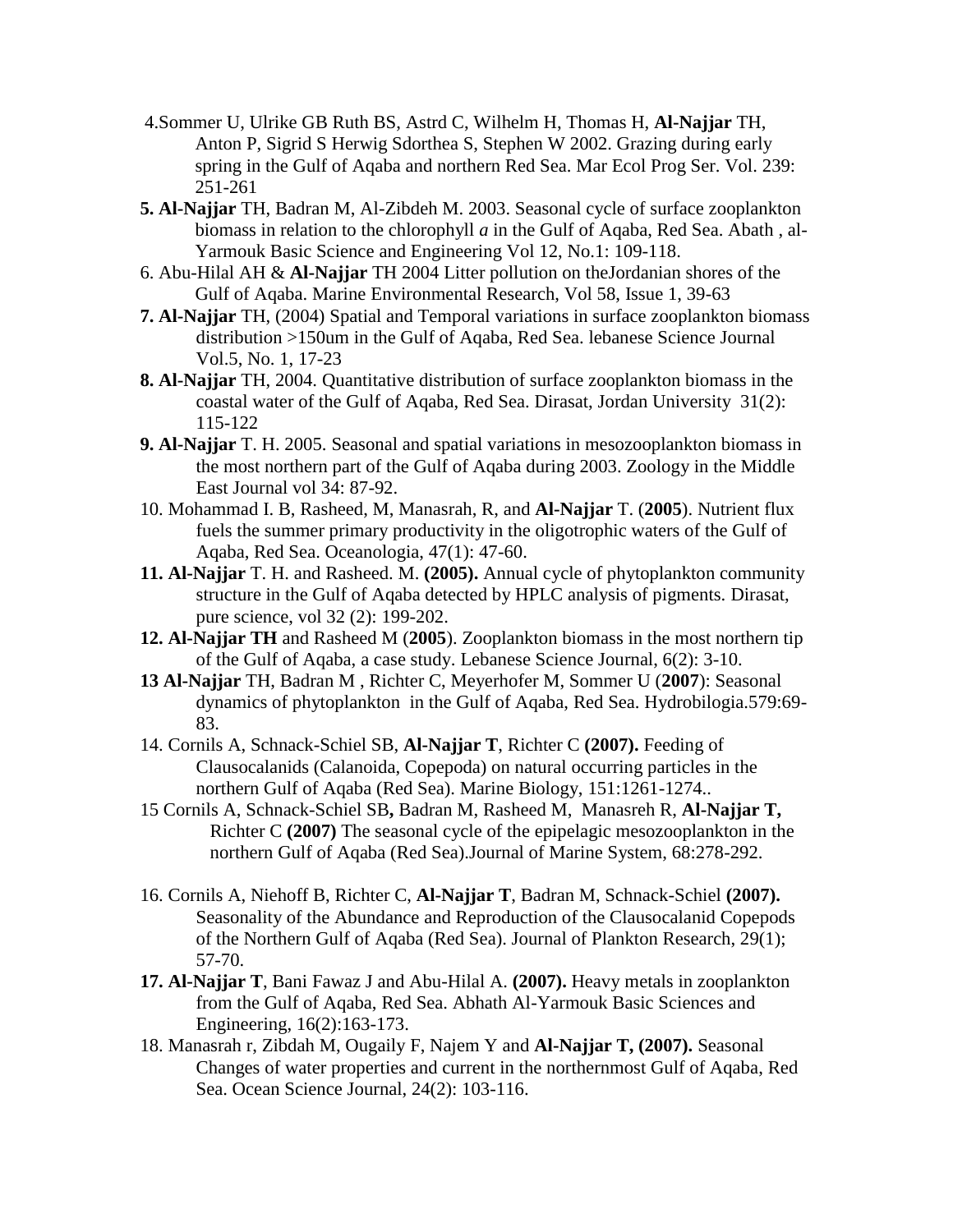4.Sommer U, Ulrike GB Ruth BS, Astrd C, Wilhelm H, Thomas H, **Al-Najjar** TH, Anton P, Sigrid S Herwig Sdorthea S, Stephen W 2002. Grazing during early spring in the Gulf of Aqaba and northern Red Sea. Mar Ecol Prog Ser. Vol. 239: 251-261

**5. Al-Najjar** TH, Badran M, Al-Zibdeh M. 2003. Seasonal cycle of surface zooplankton biomass in relation to the chlorophyll *a* in the Gulf of Aqaba, Red Sea. Abath , al-Yarmouk Basic Science and Engineering Vol 12, No.1: 109-118.

6. Abu-Hilal AH & **Al-Najjar** TH 2004 Litter pollution on theJordanian shores of the Gulf of Aqaba. Marine Environmental Research, Vol 58, Issue 1, 39-63

**7. Al-Najjar** TH, (2004) Spatial and Temporal variations in surface zooplankton biomass distribution >150um in the Gulf of Aqaba, Red Sea. lebanese Science Journal Vol.5, No. 1, 17-23

**8. Al-Najjar** TH, 2004. Quantitative distribution of surface zooplankton biomass in the coastal water of the Gulf of Aqaba, Red Sea. Dirasat, Jordan University 31(2): 115-122

**9. Al-Najjar** T. H. 2005. Seasonal and spatial variations in mesozooplankton biomass in the most northern part of the Gulf of Aqaba during 2003. Zoology in the Middle East Journal vol 34: 87-92.

10. Mohammad I. B, Rasheed, M, Manasrah, R, and **Al-Najjar** T. (**2005**). Nutrient flux fuels the summer primary productivity in the oligotrophic waters of the Gulf of Aqaba, Red Sea. Oceanologia, 47(1): 47-60.

**11. Al-Najjar** T. H. and Rasheed. M. **(2005).** Annual cycle of phytoplankton community structure in the Gulf of Aqaba detected by HPLC analysis of pigments. Dirasat, pure science, vol 32 (2): 199-202.

**12. Al-Najjar TH** and Rasheed M (**2005**). Zooplankton biomass in the most northern tip of the Gulf of Aqaba, a case study. Lebanese Science Journal, 6(2): 3-10.

**13 Al-Najjar** TH, Badran M , Richter C, Meyerhofer M, Sommer U (**2007**): Seasonal dynamics of phytoplankton in the Gulf of Aqaba, Red Sea. Hydrobilogia.579:69-83.

14. Cornils A, Schnack-Schiel SB, **Al-Najjar T**, Richter C **(2007).** Feeding of Clausocalanids (Calanoida, Copepoda) on natural occurring particles in the northern Gulf of Aqaba (Red Sea). Marine Biology, 151:1261-1274..

15 Cornils A, Schnack-Schiel SB**,** Badran M, Rasheed M, Manasreh R, **Al-Najjar T,** Richter C **(2007)** The seasonal cycle of the epipelagic mesozooplankton in the northern Gulf of Aqaba (Red Sea).Journal of Marine System, 68:278-292.

16. Cornils A, Niehoff B, Richter C, **Al-Najjar T**, Badran M, Schnack-Schiel **(2007).** Seasonality of the Abundance and Reproduction of the Clausocalanid Copepods of the Northern Gulf of Aqaba (Red Sea). Journal of Plankton Research, 29(1); 57-70.

**17. Al-Najjar T**, Bani Fawaz J and Abu-Hilal A. **(2007).** Heavy metals in zooplankton from the Gulf of Aqaba, Red Sea. Abhath Al-Yarmouk Basic Sciences and Engineering, 16(2):163-173.

18. Manasrah r, Zibdah M, Ougaily F, Najem Y and **Al-Najjar T, (2007).** Seasonal Changes of water properties and current in the northernmost Gulf of Aqaba, Red Sea. Ocean Science Journal, 24(2): 103-116.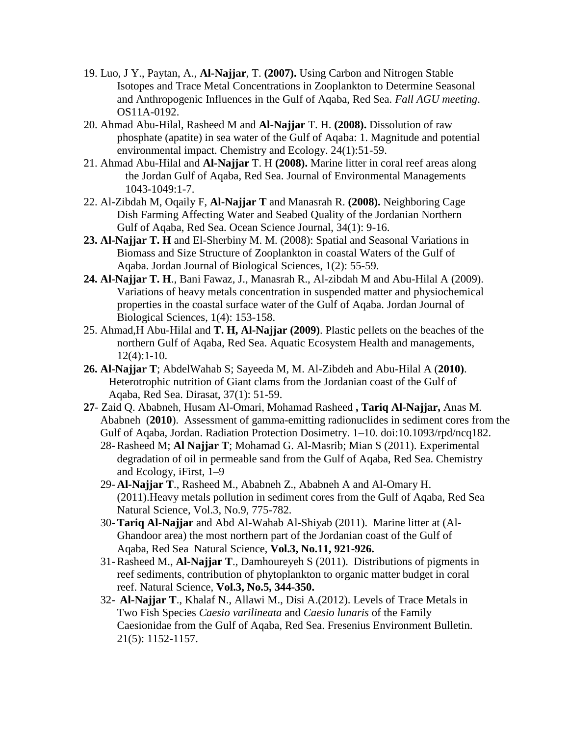19. Luo, J Y., Paytan, A., **Al-Najjar**, T. **(2007).** Using Carbon and Nitrogen Stable Isotopes and Trace Metal Concentrations in Zooplankton to Determine Seasonal and Anthropogenic Influences in the Gulf of Aqaba, Red Sea. *Fall AGU meeting*. OS11A-0192.
20. Ahmad Abu-Hilal, Rasheed M and **Al-Najjar** T. H. **(2008).** Dissolution of raw phosphate (apatite) in sea water of the Gulf of Aqaba: 1. Magnitude and potential environmental impact. Chemistry and Ecology. 24(1):51-59.
21. Ahmad Abu-Hilal and **Al-Najjar** T. H **(2008).** Marine litter in coral reef areas along the Jordan Gulf of Aqaba, Red Sea. Journal of Environmental Managements 1043-1049:1-7.
22. Al-Zibdah M, Oqaily F, **Al-Najjar T** and Manasrah R. **(2008).** Neighboring Cage Dish Farming Affecting Water and Seabed Quality of the Jordanian Northern Gulf of Aqaba, Red Sea. Ocean Science Journal, 34(1): 9-16.
23. **Al-Najjar T. H** and El-Sherbiny M. M. (2008): Spatial and Seasonal Variations in Biomass and Size Structure of Zooplankton in coastal Waters of the Gulf of Aqaba. Jordan Journal of Biological Sciences, 1(2): 55-59.
24. **Al-Najjar T. H**., Bani Fawaz, J., Manasrah R., Al-zibdah M and Abu-Hilal A (2009). Variations of heavy metals concentration in suspended matter and physiochemical properties in the coastal surface water of the Gulf of Aqaba. Jordan Journal of Biological Sciences, 1(4): 153-158.
25. Ahmad,H Abu-Hilal and **T. H, Al-Najjar (2009)**. Plastic pellets on the beaches of the northern Gulf of Aqaba, Red Sea. Aquatic Ecosystem Health and managements, 12(4):1-10.
26. **Al-Najjar T**; AbdelWahab S; Sayeeda M, M. Al-Zibdeh and Abu-Hilal A (**2010**). Heterotrophic nutrition of Giant clams from the Jordanian coast of the Gulf of Aqaba, Red Sea. Dirasat, 37(1): 51-59.
27. Zaid Q. Ababneh, Husam Al-Omari, Mohamad Rasheed **, Tariq Al-Najjar,** Anas M. Ababneh (**2010**). Assessment of gamma-emitting radionuclides in sediment cores from the Gulf of Aqaba, Jordan. Radiation Protection Dosimetry. 1–10. doi:10.1093/rpd/ncq182.
28. Rasheed M; **Al Najjar T**; Mohamad G. Al-Masrib; Mian S (2011). Experimental degradation of oil in permeable sand from the Gulf of Aqaba, Red Sea. Chemistry and Ecology, iFirst, 1–9
29. **Al-Najjar T**., Rasheed M., Ababneh Z., Ababneh A and Al-Omary H. (2011).Heavy metals pollution in sediment cores from the Gulf of Aqaba, Red Sea Natural Science, Vol.3, No.9, 775-782.
30. **Tariq Al-Najjar** and Abd Al-Wahab Al-Shiyab (2011). Marine litter at (Al-Ghandoor area) the most northern part of the Jordanian coast of the Gulf of Aqaba, Red Sea Natural Science, **Vol.3, No.11, 921-926.**
31. Rasheed M., **Al-Najjar T**., Damhoureyeh S (2011). Distributions of pigments in reef sediments, contribution of phytoplankton to organic matter budget in coral reef. Natural Science, **Vol.3, No.5, 344-350.**
32. **Al-Najjar T**., Khalaf N., Allawi M., Disi A.(2012). Levels of Trace Metals in Two Fish Species *Caesio varilineata* and *Caesio lunaris* of the Family Caesionidae from the Gulf of Aqaba, Red Sea. Fresenius Environment Bulletin. 21(5): 1152-1157.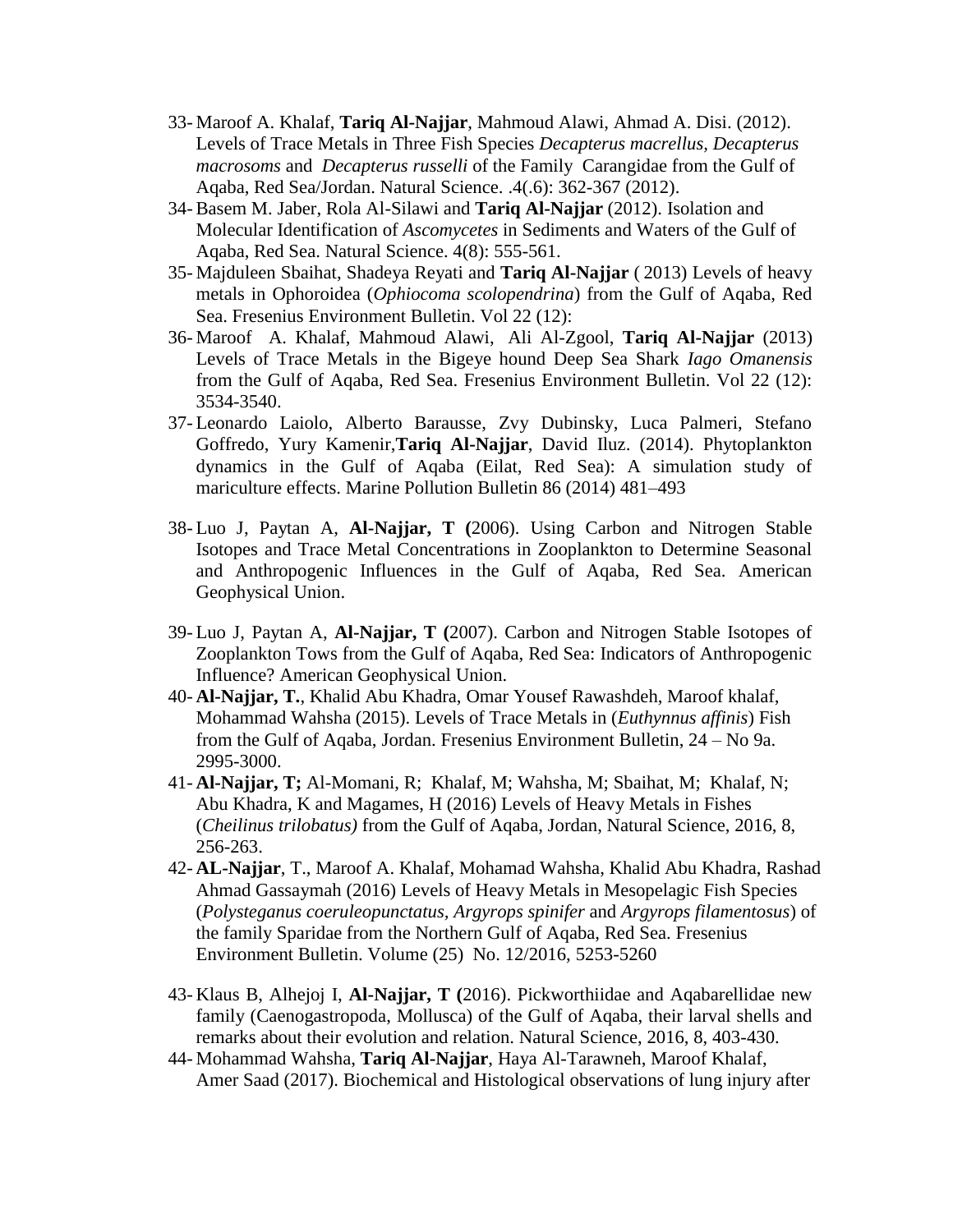33- Maroof A. Khalaf, **Tariq Al-Najjar**, Mahmoud Alawi, Ahmad A. Disi. (2012). Levels of Trace Metals in Three Fish Species *Decapterus macrellus, Decapterus macrosoms* and *Decapterus russelli* of the Family Carangidae from the Gulf of Aqaba, Red Sea/Jordan. Natural Science. .4(.6): 362-367 (2012).

34- Basem M. Jaber, Rola Al-Silawi and **Tariq Al-Najjar** (2012). Isolation and Molecular Identification of *Ascomycetes* in Sediments and Waters of the Gulf of Aqaba, Red Sea. Natural Science. 4(8): 555-561.

35- Majduleen Sbaihat, Shadeya Reyati and **Tariq Al-Najjar** ( 2013) Levels of heavy metals in Ophoroidea (*Ophiocoma scolopendrina*) from the Gulf of Aqaba, Red Sea. Fresenius Environment Bulletin. Vol 22 (12):

36- Maroof A. Khalaf, Mahmoud Alawi, Ali Al-Zgool, **Tariq Al-Najjar** (2013) Levels of Trace Metals in the Bigeye hound Deep Sea Shark *Iago Omanensis* from the Gulf of Aqaba, Red Sea. Fresenius Environment Bulletin. Vol 22 (12): 3534-3540.

37- Leonardo Laiolo, Alberto Barausse, Zvy Dubinsky, Luca Palmeri, Stefano Goffredo, Yury Kamenir,**Tariq Al-Najjar**, David Iluz. (2014). Phytoplankton dynamics in the Gulf of Aqaba (Eilat, Red Sea): A simulation study of mariculture effects. Marine Pollution Bulletin 86 (2014) 481–493

38- Luo J, Paytan A, **Al-Najjar, T (**2006). Using Carbon and Nitrogen Stable Isotopes and Trace Metal Concentrations in Zooplankton to Determine Seasonal and Anthropogenic Influences in the Gulf of Aqaba, Red Sea. American Geophysical Union.

39- Luo J, Paytan A, **Al-Najjar, T (**2007). Carbon and Nitrogen Stable Isotopes of Zooplankton Tows from the Gulf of Aqaba, Red Sea: Indicators of Anthropogenic Influence? American Geophysical Union.

40- **Al-Najjar, T.**, Khalid Abu Khadra, Omar Yousef Rawashdeh, Maroof khalaf, Mohammad Wahsha (2015). Levels of Trace Metals in (*Euthynnus affinis*) Fish from the Gulf of Aqaba, Jordan. Fresenius Environment Bulletin, 24 – No 9a. 2995-3000.

41- **Al-Najjar, T;** Al-Momani, R; Khalaf, M; Wahsha, M; Sbaihat, M; Khalaf, N; Abu Khadra, K and Magames, H (2016) Levels of Heavy Metals in Fishes (*Cheilinus trilobatus)* from the Gulf of Aqaba, Jordan, Natural Science, 2016, 8, 256-263.

42- **AL-Najjar**, T., Maroof A. Khalaf, Mohamad Wahsha, Khalid Abu Khadra, Rashad Ahmad Gassaymah (2016) Levels of Heavy Metals in Mesopelagic Fish Species (*Polysteganus coeruleopunctatus, Argyrops spinifer* and *Argyrops filamentosus*) of the family Sparidae from the Northern Gulf of Aqaba, Red Sea. Fresenius Environment Bulletin. Volume (25) No. 12/2016, 5253-5260

43- Klaus B, Alhejoj I, **Al-Najjar, T (**2016). Pickworthiidae and Aqabarellidae new family (Caenogastropoda, Mollusca) of the Gulf of Aqaba, their larval shells and remarks about their evolution and relation. Natural Science, 2016, 8, 403-430.

44- Mohammad Wahsha, **Tariq Al-Najjar**, Haya Al-Tarawneh, Maroof Khalaf, Amer Saad (2017). Biochemical and Histological observations of lung injury after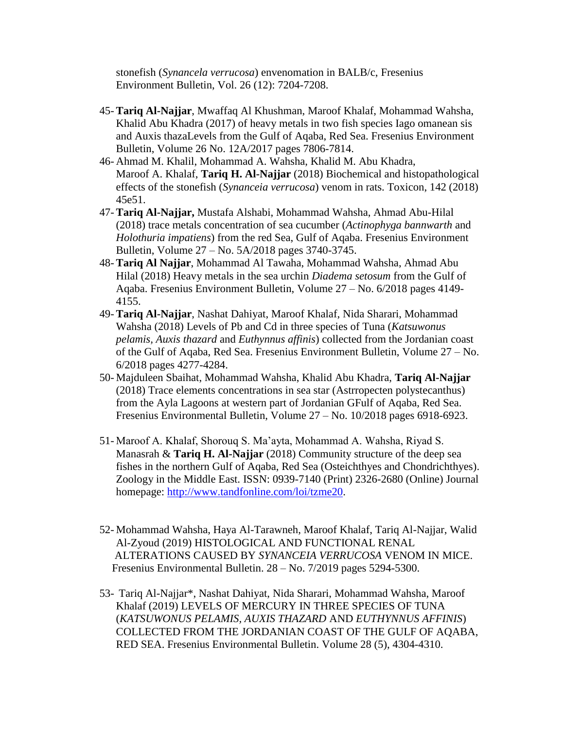stonefish (*Synancela verrucosa*) envenomation in BALB/c, Fresenius Environment Bulletin, Vol. 26 (12): 7204-7208.

45- **Tariq Al-Najjar**, Mwaffaq Al Khushman, Maroof Khalaf, Mohammad Wahsha, Khalid Abu Khadra (2017) of heavy metals in two fish species Iago omanean sis and Auxis thazaLevels from the Gulf of Aqaba, Red Sea. Fresenius Environment Bulletin, Volume 26 No. 12A/2017 pages 7806-7814.

46- Ahmad M. Khalil, Mohammad A. Wahsha, Khalid M. Abu Khadra, Maroof A. Khalaf, **Tariq H. Al-Najjar** (2018) Biochemical and histopathological effects of the stonefish (*Synanceia verrucosa*) venom in rats. Toxicon, 142 (2018) 45e51.

47- **Tariq Al-Najjar,** Mustafa Alshabi, Mohammad Wahsha, Ahmad Abu-Hilal (2018) trace metals concentration of sea cucumber (*Actinophyga bannwarth* and *Holothuria impatiens*) from the red Sea, Gulf of Aqaba. Fresenius Environment Bulletin, Volume 27 – No. 5A/2018 pages 3740-3745.

48- **Tariq Al Najjar**, Mohammad Al Tawaha, Mohammad Wahsha, Ahmad Abu Hilal (2018) Heavy metals in the sea urchin *Diadema setosum* from the Gulf of Aqaba. Fresenius Environment Bulletin, Volume 27 – No. 6/2018 pages 4149-4155.

49- **Tariq Al-Najjar**, Nashat Dahiyat, Maroof Khalaf, Nida Sharari, Mohammad Wahsha (2018) Levels of Pb and Cd in three species of Tuna (*Katsuwonus pelamis, Auxis thazard* and *Euthynnus affinis*) collected from the Jordanian coast of the Gulf of Aqaba, Red Sea. Fresenius Environment Bulletin, Volume 27 – No. 6/2018 pages 4277-4284.

50- Majduleen Sbaihat, Mohammad Wahsha, Khalid Abu Khadra, **Tariq Al-Najjar** (2018) Trace elements concentrations in sea star (Astrropecten polystecanthus) from the Ayla Lagoons at western part of Jordanian GFulf of Aqaba, Red Sea. Fresenius Environmental Bulletin, Volume 27 – No. 10/2018 pages 6918-6923.

51- Maroof A. Khalaf, Shorouq S. Ma'ayta, Mohammad A. Wahsha, Riyad S. Manasrah & **Tariq H. Al-Najjar** (2018) Community structure of the deep sea fishes in the northern Gulf of Aqaba, Red Sea (Osteichthyes and Chondrichthyes). Zoology in the Middle East. ISSN: 0939-7140 (Print) 2326-2680 (Online) Journal homepage: http://www.tandfonline.com/loi/tzme20.

52- Mohammad Wahsha, Haya Al-Tarawneh, Maroof Khalaf, Tariq Al-Najjar, Walid Al-Zyoud (2019) HISTOLOGICAL AND FUNCTIONAL RENAL ALTERATIONS CAUSED BY *SYNANCEIA VERRUCOSA* VENOM IN MICE. Fresenius Environmental Bulletin. 28 – No. 7/2019 pages 5294-5300.

53- Tariq Al-Najjar*, Nashat Dahiyat, Nida Sharari, Mohammad Wahsha, Maroof Khalaf (2019) LEVELS OF MERCURY IN THREE SPECIES OF TUNA (*KATSUWONUS PELAMIS, AUXIS THAZARD* AND *EUTHYNNUS AFFINIS*) COLLECTED FROM THE JORDANIAN COAST OF THE GULF OF AQABA, RED SEA. Fresenius Environmental Bulletin. Volume 28 (5), 4304-4310.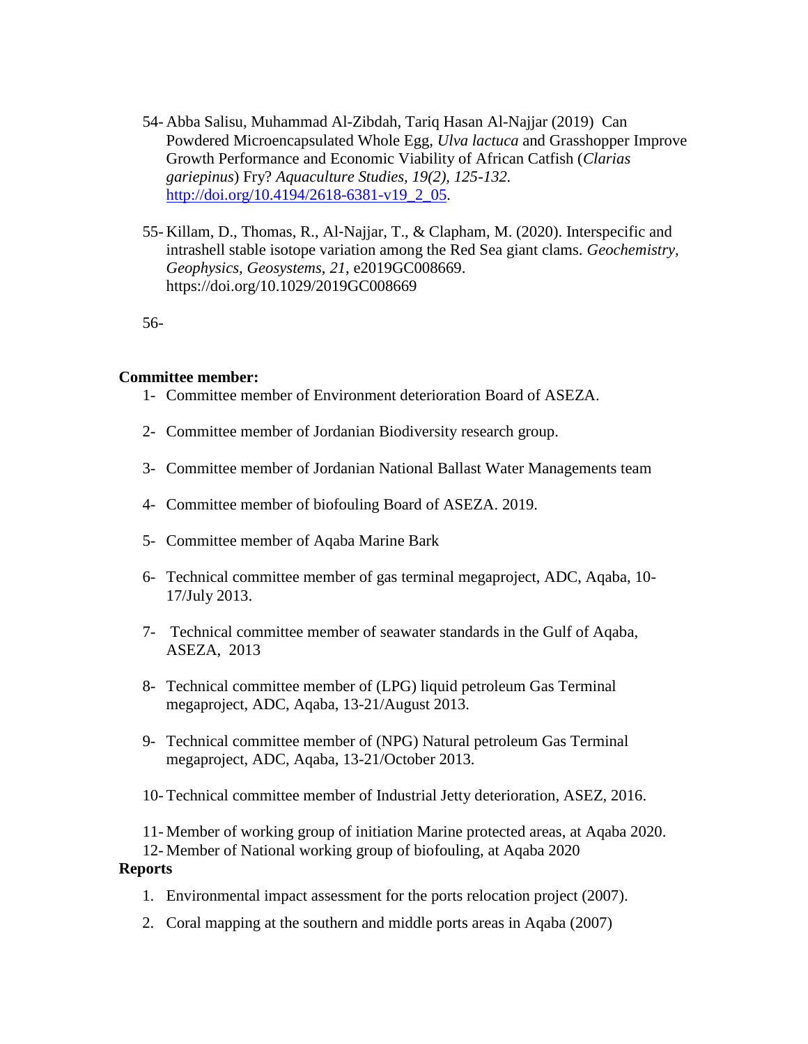54- Abba Salisu, Muhammad Al-Zibdah, Tariq Hasan Al-Najjar (2019) Can Powdered Microencapsulated Whole Egg, *Ulva lactuca* and Grasshopper Improve Growth Performance and Economic Viability of African Catfish (*Clarias gariepinus*) Fry? *Aquaculture Studies, 19(2), 125-132.* http://doi.org/10.4194/2618-6381-v19_2_05.

55- Killam, D., Thomas, R., Al-Najjar, T., & Clapham, M. (2020). Interspecific and intrashell stable isotope variation among the Red Sea giant clams. *Geochemistry, Geophysics, Geosystems*, *21*, e2019GC008669. https://doi.org/10.1029/2019GC008669

56-

**Committee member:**

1- Committee member of Environment deterioration Board of ASEZA.

2- Committee member of Jordanian Biodiversity research group.

3- Committee member of Jordanian National Ballast Water Managements team

4- Committee member of biofouling Board of ASEZA. 2019.

5- Committee member of Aqaba Marine Bark

6- Technical committee member of gas terminal megaproject, ADC, Aqaba, 10-17/July 2013.

7- Technical committee member of seawater standards in the Gulf of Aqaba, ASEZA, 2013

8- Technical committee member of (LPG) liquid petroleum Gas Terminal megaproject, ADC, Aqaba, 13-21/August 2013.

9- Technical committee member of (NPG) Natural petroleum Gas Terminal megaproject, ADC, Aqaba, 13-21/October 2013.

10- Technical committee member of Industrial Jetty deterioration, ASEZ, 2016.

11- Member of working group of initiation Marine protected areas, at Aqaba 2020.

12- Member of National working group of biofouling, at Aqaba 2020

**Reports**

1. Environmental impact assessment for the ports relocation project (2007).
2. Coral mapping at the southern and middle ports areas in Aqaba (2007)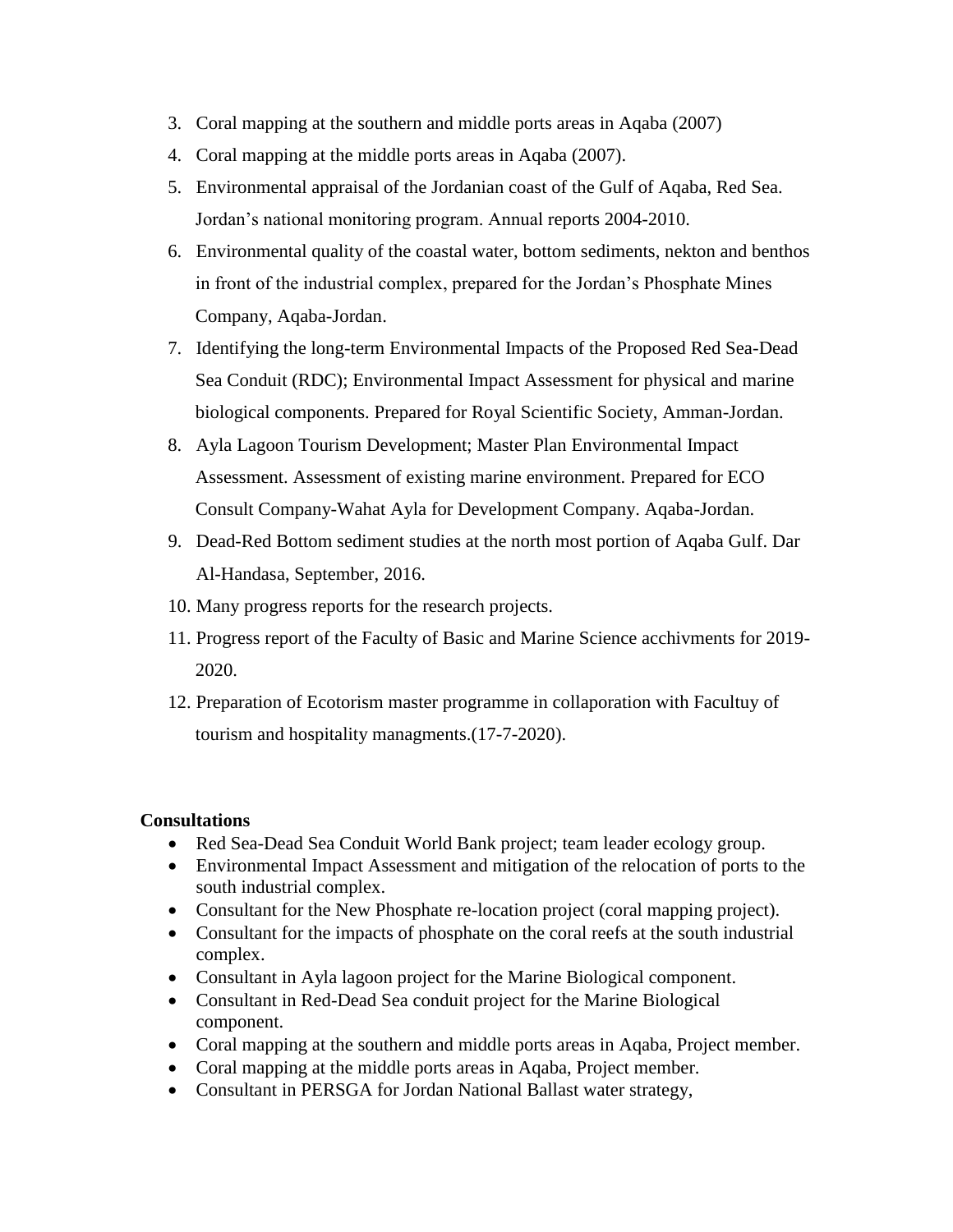3. Coral mapping at the southern and middle ports areas in Aqaba (2007)
4. Coral mapping at the middle ports areas in Aqaba (2007).
5. Environmental appraisal of the Jordanian coast of the Gulf of Aqaba, Red Sea. Jordan's national monitoring program. Annual reports 2004-2010.
6. Environmental quality of the coastal water, bottom sediments, nekton and benthos in front of the industrial complex, prepared for the Jordan's Phosphate Mines Company, Aqaba-Jordan.
7. Identifying the long-term Environmental Impacts of the Proposed Red Sea-Dead Sea Conduit (RDC); Environmental Impact Assessment for physical and marine biological components. Prepared for Royal Scientific Society, Amman-Jordan.
8. Ayla Lagoon Tourism Development; Master Plan Environmental Impact Assessment. Assessment of existing marine environment. Prepared for ECO Consult Company-Wahat Ayla for Development Company. Aqaba-Jordan.
9. Dead-Red Bottom sediment studies at the north most portion of Aqaba Gulf. Dar Al-Handasa, September, 2016.
10. Many progress reports for the research projects.
11. Progress report of the Faculty of Basic and Marine Science acchivments for 2019-2020.
12. Preparation of Ecotorism master programme in collaporation with Facultuy of tourism and hospitality managments.(17-7-2020).

**Consultations**

- Red Sea-Dead Sea Conduit World Bank project; team leader ecology group.
- Environmental Impact Assessment and mitigation of the relocation of ports to the south industrial complex.
- Consultant for the New Phosphate re-location project (coral mapping project).
- Consultant for the impacts of phosphate on the coral reefs at the south industrial complex.
- Consultant in Ayla lagoon project for the Marine Biological component.
- Consultant in Red-Dead Sea conduit project for the Marine Biological component.
- Coral mapping at the southern and middle ports areas in Aqaba, Project member.
- Coral mapping at the middle ports areas in Aqaba, Project member.
- Consultant in PERSGA for Jordan National Ballast water strategy,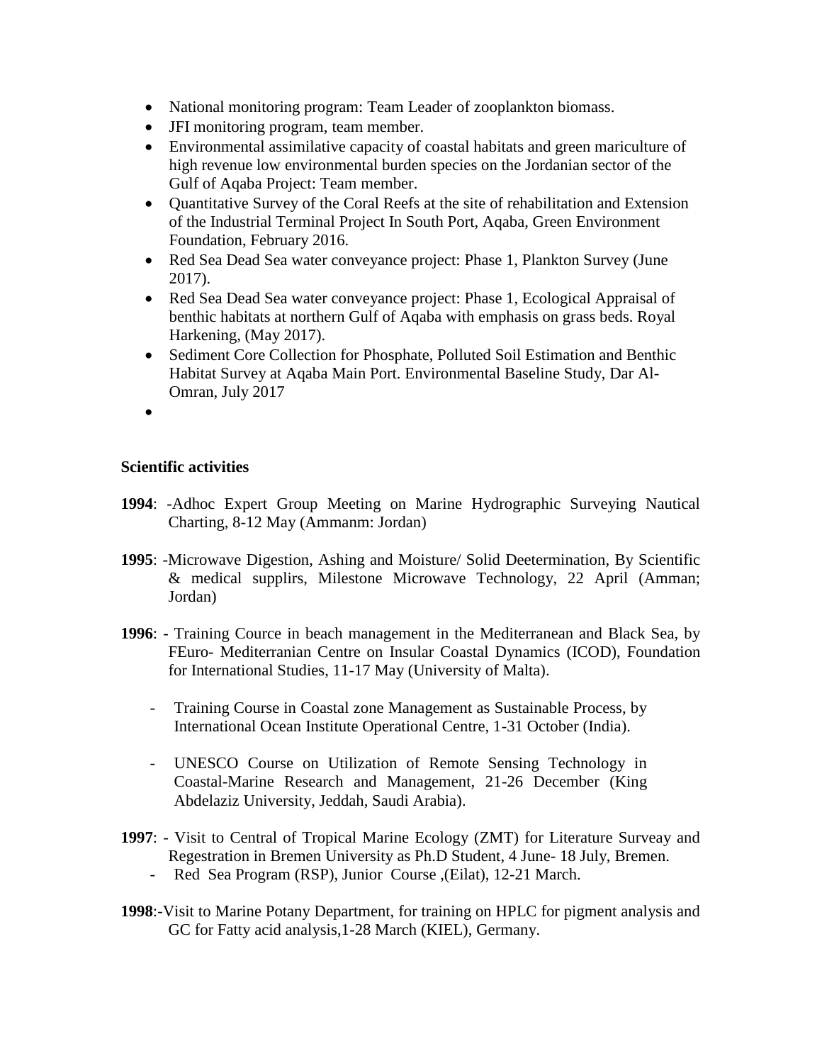- National monitoring program: Team Leader of zooplankton biomass.
- JFI monitoring program, team member.
- Environmental assimilative capacity of coastal habitats and green mariculture of high revenue low environmental burden species on the Jordanian sector of the Gulf of Aqaba Project: Team member.
- Quantitative Survey of the Coral Reefs at the site of rehabilitation and Extension of the Industrial Terminal Project In South Port, Aqaba, Green Environment Foundation, February 2016.
- Red Sea Dead Sea water conveyance project: Phase 1, Plankton Survey (June 2017).
- Red Sea Dead Sea water conveyance project: Phase 1, Ecological Appraisal of benthic habitats at northern Gulf of Aqaba with emphasis on grass beds. Royal Harkening, (May 2017).
- Sediment Core Collection for Phosphate, Polluted Soil Estimation and Benthic Habitat Survey at Aqaba Main Port. Environmental Baseline Study, Dar Al-Omran, July 2017
-

**Scientific activities**

**1994**: -Adhoc Expert Group Meeting on Marine Hydrographic Surveying Nautical Charting, 8-12 May (Ammanm: Jordan)

**1995**: -Microwave Digestion, Ashing and Moisture/ Solid Deetermination, By Scientific & medical supplirs, Milestone Microwave Technology, 22 April (Amman; Jordan)

**1996**: - Training Cource in beach management in the Mediterranean and Black Sea, by FEuro- Mediterranian Centre on Insular Coastal Dynamics (ICOD), Foundation for International Studies, 11-17 May (University of Malta).

- Training Course in Coastal zone Management as Sustainable Process, by International Ocean Institute Operational Centre, 1-31 October (India).
- UNESCO Course on Utilization of Remote Sensing Technology in Coastal-Marine Research and Management, 21-26 December (King Abdelaziz University, Jeddah, Saudi Arabia).

**1997**: - Visit to Central of Tropical Marine Ecology (ZMT) for Literature Surveay and Regestration in Bremen University as Ph.D Student, 4 June- 18 July, Bremen.

- Red Sea Program (RSP), Junior Course ,(Eilat), 12-21 March.

**1998**:-Visit to Marine Potany Department, for training on HPLC for pigment analysis and GC for Fatty acid analysis,1-28 March (KIEL), Germany.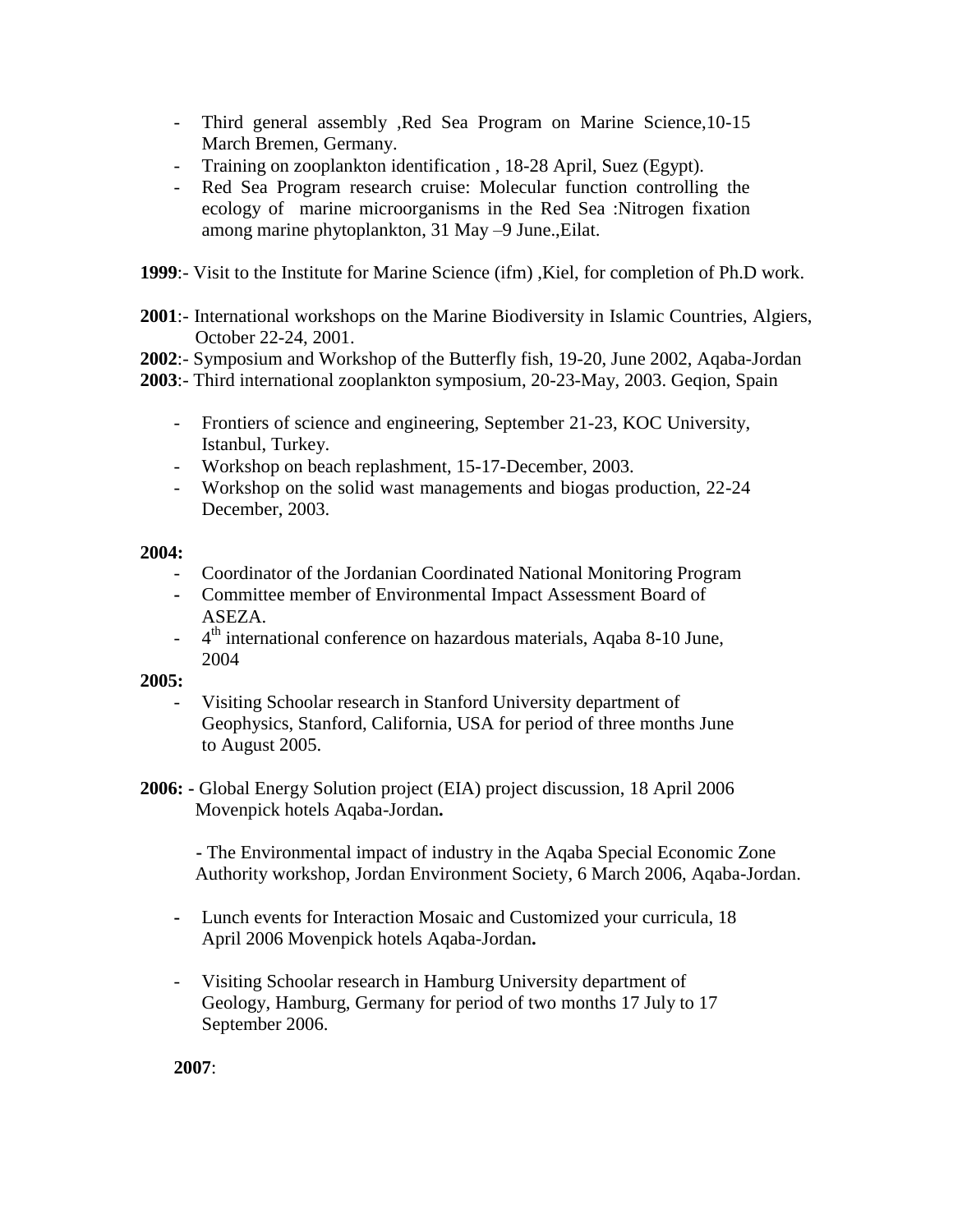- Third general assembly ,Red Sea Program on Marine Science,10-15 March Bremen, Germany.
- Training on zooplankton identification , 18-28 April, Suez (Egypt).
- Red Sea Program research cruise: Molecular function controlling the ecology of marine microorganisms in the Red Sea :Nitrogen fixation among marine phytoplankton, 31 May –9 June.,Eilat.

**1999**:- Visit to the Institute for Marine Science (ifm) ,Kiel, for completion of Ph.D work.

**2001**:- International workshops on the Marine Biodiversity in Islamic Countries, Algiers, October 22-24, 2001.

**2002**:- Symposium and Workshop of the Butterfly fish, 19-20, June 2002, Aqaba-Jordan

**2003**:- Third international zooplankton symposium, 20-23-May, 2003. Geqion, Spain

- Frontiers of science and engineering, September 21-23, KOC University, Istanbul, Turkey.
- Workshop on beach replashment, 15-17-December, 2003.
- Workshop on the solid wast managements and biogas production, 22-24 December, 2003.

**2004:**

- Coordinator of the Jordanian Coordinated National Monitoring Program
- Committee member of Environmental Impact Assessment Board of ASEZA.
- 4th international conference on hazardous materials, Aqaba 8-10 June, 2004

**2005:**

- Visiting Schoolar research in Stanford University department of Geophysics, Stanford, California, USA for period of three months June to August 2005.

**2006:** - Global Energy Solution project (EIA) project discussion, 18 April 2006 Movenpick hotels Aqaba-Jordan**.**

- The Environmental impact of industry in the Aqaba Special Economic Zone Authority workshop, Jordan Environment Society, 6 March 2006, Aqaba-Jordan.

- Lunch events for Interaction Mosaic and Customized your curricula, 18 April 2006 Movenpick hotels Aqaba-Jordan**.**

- Visiting Schoolar research in Hamburg University department of Geology, Hamburg, Germany for period of two months 17 July to 17 September 2006.

**2007**: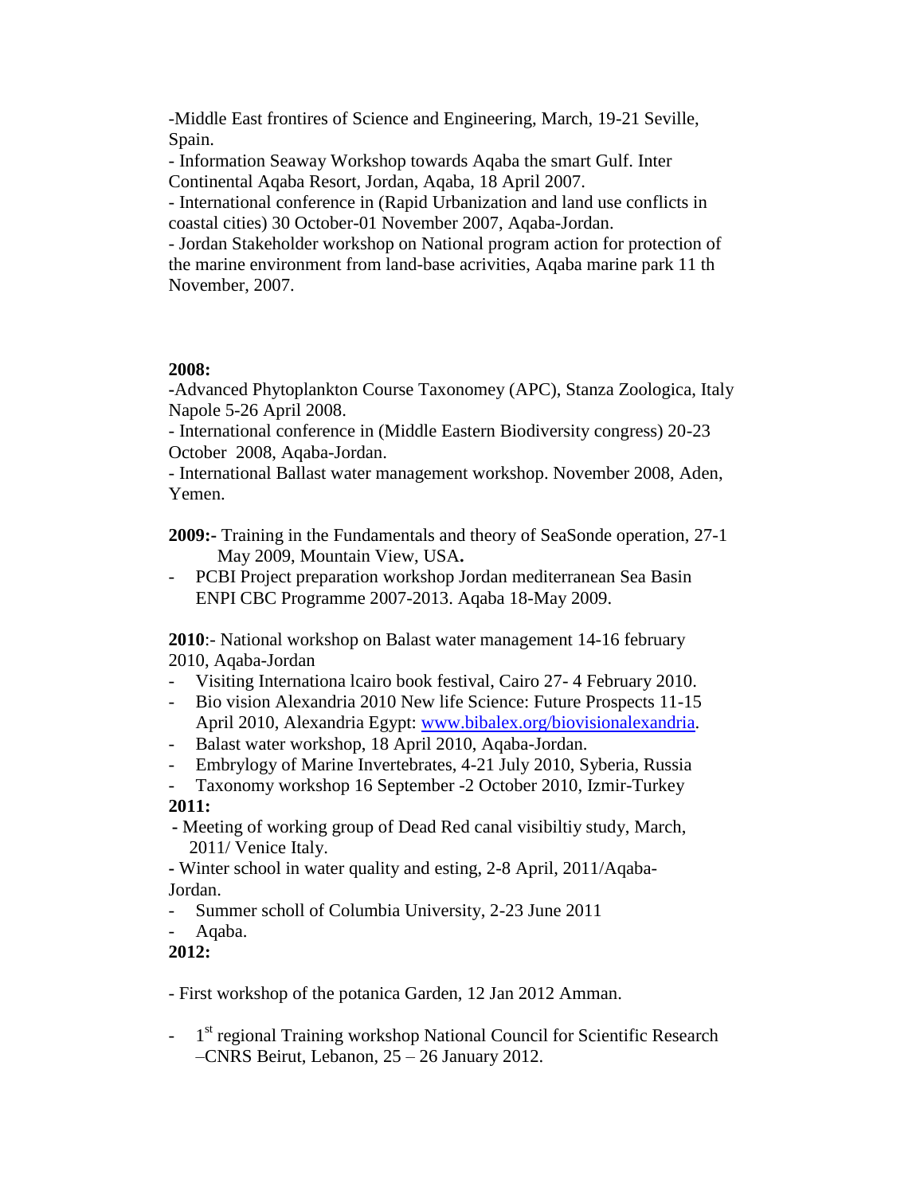-Middle East frontires of Science and Engineering, March, 19-21 Seville, Spain.

- Information Seaway Workshop towards Aqaba the smart Gulf. Inter Continental Aqaba Resort, Jordan, Aqaba, 18 April 2007.

- International conference in (Rapid Urbanization and land use conflicts in coastal cities) 30 October-01 November 2007, Aqaba-Jordan.

- Jordan Stakeholder workshop on National program action for protection of the marine environment from land-base acrivities, Aqaba marine park 11 th November, 2007.

**2008:**

-Advanced Phytoplankton Course Taxonomey (APC), Stanza Zoologica, Italy Napole 5-26 April 2008.

- International conference in (Middle Eastern Biodiversity congress) 20-23 October 2008, Aqaba-Jordan.

- International Ballast water management workshop. November 2008, Aden, Yemen.

**2009:-** Training in the Fundamentals and theory of SeaSonde operation, 27-1 May 2009, Mountain View, USA**.**

- PCBI Project preparation workshop Jordan mediterranean Sea Basin ENPI CBC Programme 2007-2013. Aqaba 18-May 2009.

**2010**:- National workshop on Balast water management 14-16 february 2010, Aqaba-Jordan

- Visiting Internationa lcairo book festival, Cairo 27- 4 February 2010.
- Bio vision Alexandria 2010 New life Science: Future Prospects 11-15 April 2010, Alexandria Egypt: [www.bibalex.org/biovisionalexandria](www.bibalex.org/biovisionalexandria).
- Balast water workshop, 18 April 2010, Aqaba-Jordan.
- Embrylogy of Marine Invertebrates, 4-21 July 2010, Syberia, Russia
- Taxonomy workshop 16 September -2 October 2010, Izmir-Turkey

**2011:**

- Meeting of working group of Dead Red canal visibiltiy study, March, 2011/ Venice Italy.

- Winter school in water quality and esting, 2-8 April, 2011/Aqaba-Jordan.

- Summer scholl of Columbia University, 2-23 June 2011
- Aqaba.

**2012:**

- First workshop of the potanica Garden, 12 Jan 2012 Amman.

- 1st regional Training workshop National Council for Scientific Research –CNRS Beirut, Lebanon, 25 – 26 January 2012.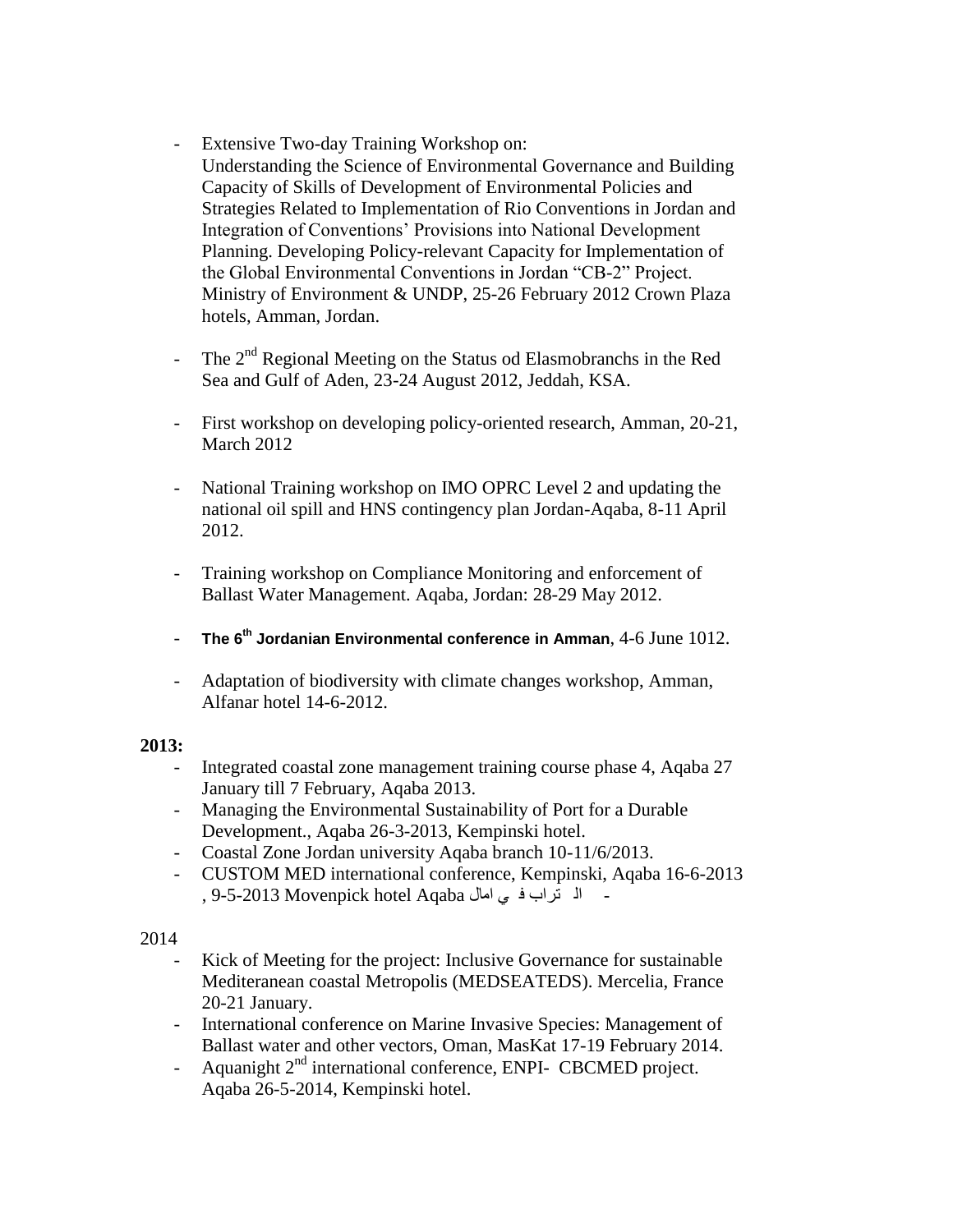- Extensive Two-day Training Workshop on:
  Understanding the Science of Environmental Governance and Building Capacity of Skills of Development of Environmental Policies and Strategies Related to Implementation of Rio Conventions in Jordan and Integration of Conventions' Provisions into National Development Planning. Developing Policy-relevant Capacity for Implementation of the Global Environmental Conventions in Jordan "CB-2" Project. Ministry of Environment & UNDP, 25-26 February 2012 Crown Plaza hotels, Amman, Jordan.

- The 2nd Regional Meeting on the Status od Elasmobranchs in the Red Sea and Gulf of Aden, 23-24 August 2012, Jeddah, KSA.

- First workshop on developing policy-oriented research, Amman, 20-21, March 2012

- National Training workshop on IMO OPRC Level 2 and updating the national oil spill and HNS contingency plan Jordan-Aqaba, 8-11 April 2012.

- Training workshop on Compliance Monitoring and enforcement of Ballast Water Management. Aqaba, Jordan: 28-29 May 2012.

- **The 6th Jordanian Environmental conference in Amman**, 4-6 June 1012.

- Adaptation of biodiversity with climate changes workshop, Amman, Alfanar hotel 14-6-2012.

**2013:**

- Integrated coastal zone management training course phase 4, Aqaba 27 January till 7 February, Aqaba 2013.
- Managing the Environmental Sustainability of Port for a Durable Development., Aqaba 26-3-2013, Kempinski hotel.
- Coastal Zone Jordan university Aqaba branch 10-11/6/2013.
- CUSTOM MED international conference, Kempinski, Aqaba 16-6-2013
- ال تراب في امال 9-5-2013 Movenpick hotel Aqaba ,

2014

- Kick of Meeting for the project: Inclusive Governance for sustainable Mediteranean coastal Metropolis (MEDSEATEDS). Mercelia, France 20-21 January.
- International conference on Marine Invasive Species: Management of Ballast water and other vectors, Oman, MasKat 17-19 February 2014.
- Aquanight 2nd international conference, ENPI- CBCMED project. Aqaba 26-5-2014, Kempinski hotel.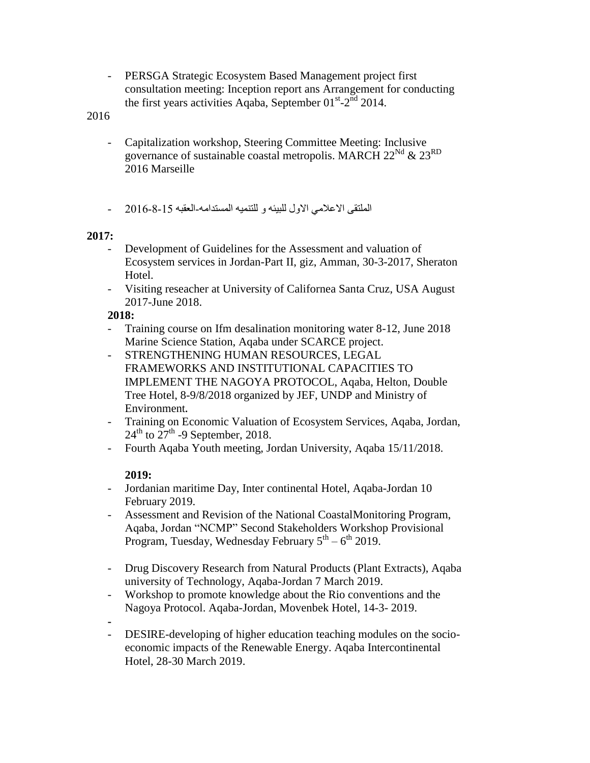- PERSGA Strategic Ecosystem Based Management project first consultation meeting: Inception report ans Arrangement for conducting the first years activities Aqaba, September 01$^{st}$-2$^{nd}$ 2014.

2016

- Capitalization workshop, Steering Committee Meeting: Inclusive governance of sustainable coastal metropolis. MARCH 22$^{Nd}$ & 23$^{RD}$ 2016 Marseille

- الملتقى الاعلامي الاول للبيئه و للتنميه المستدامه-العقبه 15-8-2016

**2017:**

- Development of Guidelines for the Assessment and valuation of Ecosystem services in Jordan-Part II, giz, Amman, 30-3-2017, Sheraton Hotel.
- Visiting reseacher at University of Californea Santa Cruz, USA August 2017-June 2018.

**2018:**

- Training course on Ifm desalination monitoring water 8-12, June 2018 Marine Science Station, Aqaba under SCARCE project.
- STRENGTHENING HUMAN RESOURCES, LEGAL FRAMEWORKS AND INSTITUTIONAL CAPACITIES TO IMPLEMENT THE NAGOYA PROTOCOL, Aqaba, Helton, Double Tree Hotel, 8-9/8/2018 organized by JEF, UNDP and Ministry of Environment.
- Training on Economic Valuation of Ecosystem Services, Aqaba, Jordan, 24$^{th}$ to 27$^{th}$ -9 September, 2018.
- Fourth Aqaba Youth meeting, Jordan University, Aqaba 15/11/2018.

**2019:**

- Jordanian maritime Day, Inter continental Hotel, Aqaba-Jordan 10 February 2019.
- Assessment and Revision of the National CoastalMonitoring Program, Aqaba, Jordan "NCMP" Second Stakeholders Workshop Provisional Program, Tuesday, Wednesday February 5$^{th}$ – 6$^{th}$ 2019.
- Drug Discovery Research from Natural Products (Plant Extracts), Aqaba university of Technology, Aqaba-Jordan 7 March 2019.
- Workshop to promote knowledge about the Rio conventions and the Nagoya Protocol. Aqaba-Jordan, Movenbek Hotel, 14-3- 2019.
- 
- DESIRE-developing of higher education teaching modules on the socio-economic impacts of the Renewable Energy. Aqaba Intercontinental Hotel, 28-30 March 2019.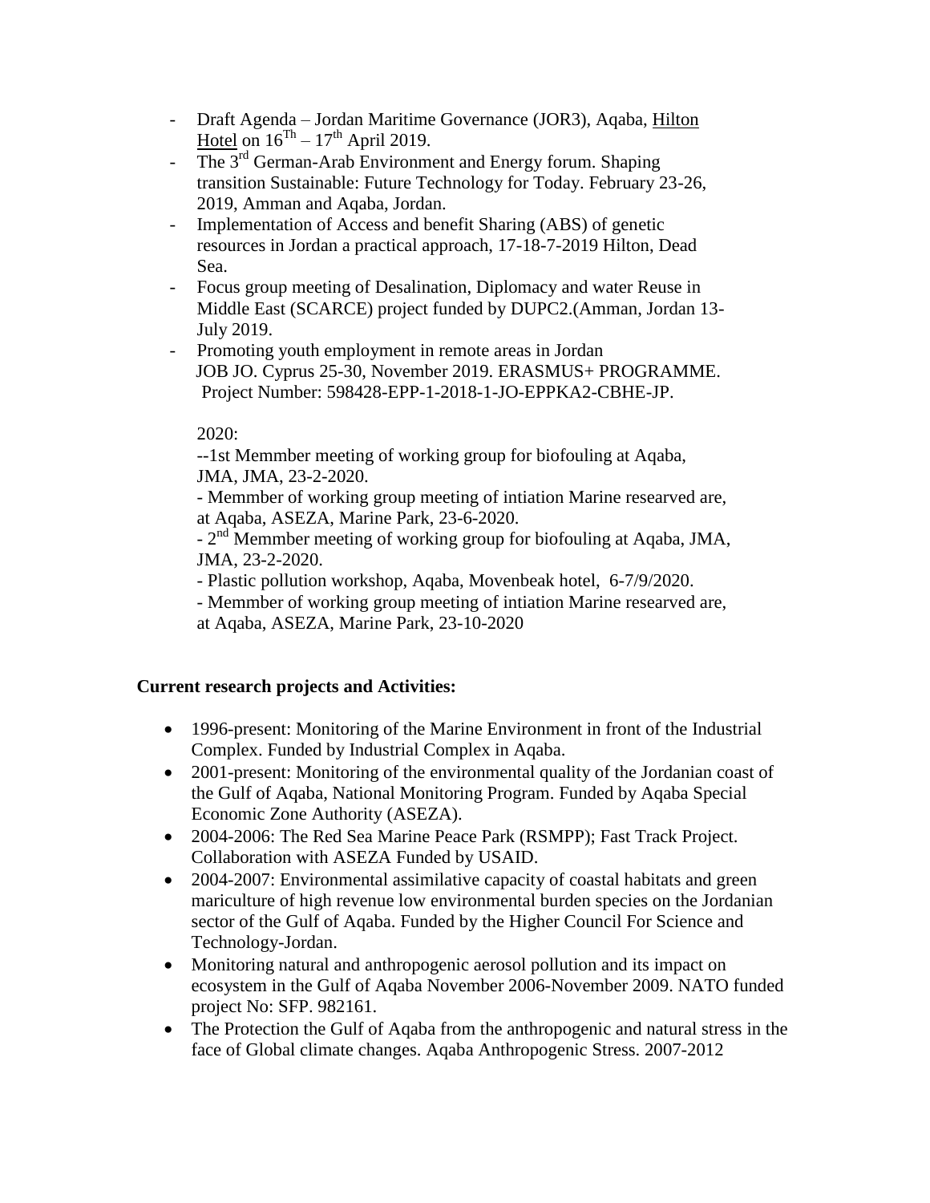- Draft Agenda – Jordan Maritime Governance (JOR3), Aqaba, Hilton Hotel on $16^{Th}$ – $17^{th}$ April 2019.
- The 3rd German-Arab Environment and Energy forum. Shaping transition Sustainable: Future Technology for Today. February 23-26, 2019, Amman and Aqaba, Jordan.
- Implementation of Access and benefit Sharing (ABS) of genetic resources in Jordan a practical approach, 17-18-7-2019 Hilton, Dead Sea.
- Focus group meeting of Desalination, Diplomacy and water Reuse in Middle East (SCARCE) project funded by DUPC2.(Amman, Jordan 13-July 2019.
- Promoting youth employment in remote areas in Jordan JOB JO. Cyprus 25-30, November 2019. ERASMUS+ PROGRAMME. Project Number: 598428-EPP-1-2018-1-JO-EPPKA2-CBHE-JP.

2020:

--1st Memmber meeting of working group for biofouling at Aqaba, JMA, JMA, 23-2-2020.

- Memmber of working group meeting of intiation Marine researved are, at Aqaba, ASEZA, Marine Park, 23-6-2020.

- 2nd Memmber meeting of working group for biofouling at Aqaba, JMA, JMA, 23-2-2020.

- Plastic pollution workshop, Aqaba, Movenbeak hotel, 6-7/9/2020.

- Memmber of working group meeting of intiation Marine researved are, at Aqaba, ASEZA, Marine Park, 23-10-2020

**Current research projects and Activities:**

- 1996-present: Monitoring of the Marine Environment in front of the Industrial Complex. Funded by Industrial Complex in Aqaba.
- 2001-present: Monitoring of the environmental quality of the Jordanian coast of the Gulf of Aqaba, National Monitoring Program. Funded by Aqaba Special Economic Zone Authority (ASEZA).
- 2004-2006: The Red Sea Marine Peace Park (RSMPP); Fast Track Project. Collaboration with ASEZA Funded by USAID.
- 2004-2007: Environmental assimilative capacity of coastal habitats and green mariculture of high revenue low environmental burden species on the Jordanian sector of the Gulf of Aqaba. Funded by the Higher Council For Science and Technology-Jordan.
- Monitoring natural and anthropogenic aerosol pollution and its impact on ecosystem in the Gulf of Aqaba November 2006-November 2009. NATO funded project No: SFP. 982161.
- The Protection the Gulf of Aqaba from the anthropogenic and natural stress in the face of Global climate changes. Aqaba Anthropogenic Stress. 2007-2012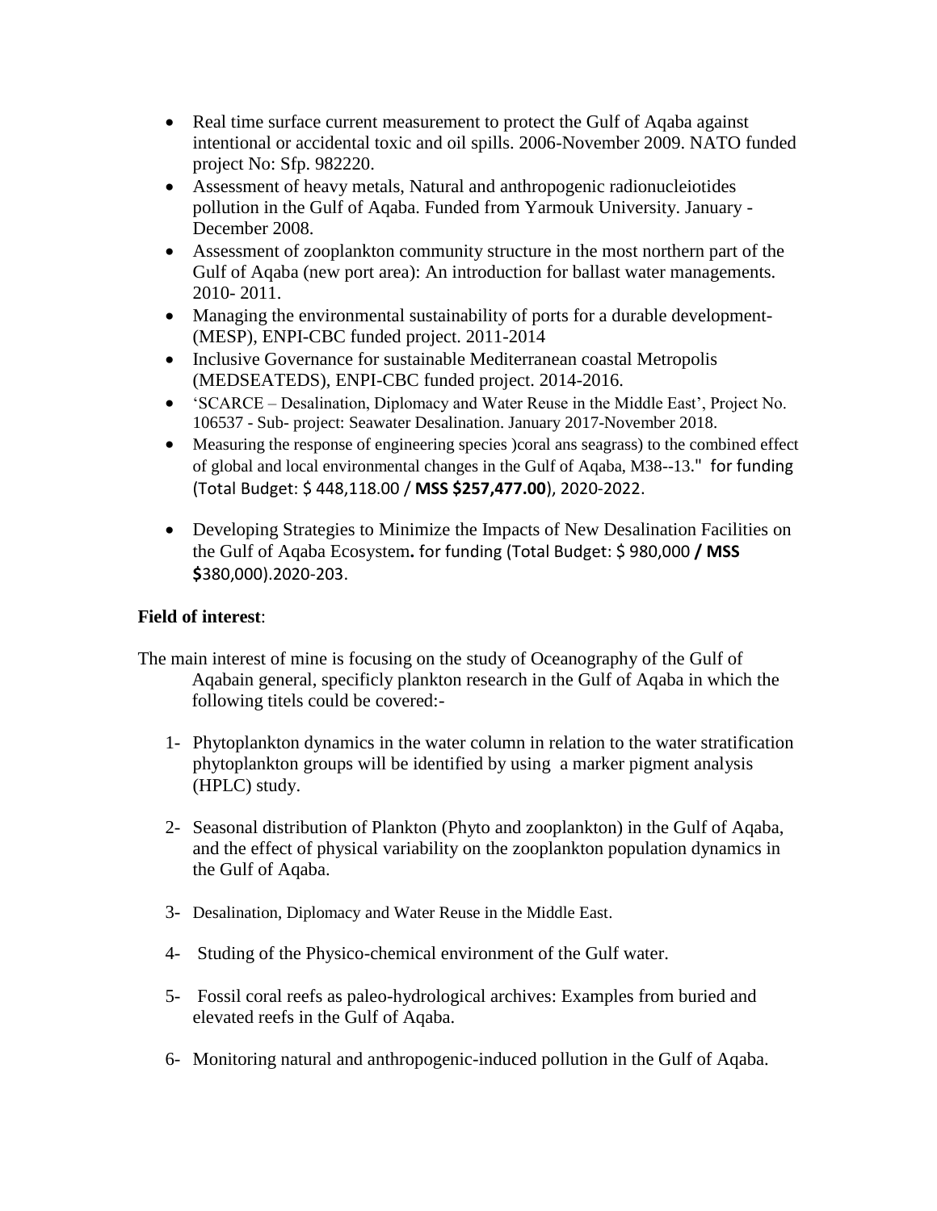- Real time surface current measurement to protect the Gulf of Aqaba against intentional or accidental toxic and oil spills. 2006-November 2009. NATO funded project No: Sfp. 982220.
- Assessment of heavy metals, Natural and anthropogenic radionucleiotides pollution in the Gulf of Aqaba. Funded from Yarmouk University. January - December 2008.
- Assessment of zooplankton community structure in the most northern part of the Gulf of Aqaba (new port area): An introduction for ballast water managements. 2010- 2011.
- Managing the environmental sustainability of ports for a durable development- (MESP), ENPI-CBC funded project. 2011-2014
- Inclusive Governance for sustainable Mediterranean coastal Metropolis (MEDSEATEDS), ENPI-CBC funded project. 2014-2016.
- 'SCARCE – Desalination, Diplomacy and Water Reuse in the Middle East', Project No. 106537 - Sub- project: Seawater Desalination. January 2017-November 2018.
- Measuring the response of engineering species )coral ans seagrass) to the combined effect of global and local environmental changes in the Gulf of Aqaba, M38--13." for funding (Total Budget: $ 448,118.00 / **MSS $257,477.00**), 2020-2022.
- Developing Strategies to Minimize the Impacts of New Desalination Facilities on the Gulf of Aqaba Ecosystem**.** for funding (Total Budget: $ 980,000 **/ MSS $**380,000).2020-203.

**Field of interest**:

The main interest of mine is focusing on the study of Oceanography of the Gulf of Aqabain general, specificly plankton research in the Gulf of Aqaba in which the following titels could be covered:-

1- Phytoplankton dynamics in the water column in relation to the water stratification phytoplankton groups will be identified by using a marker pigment analysis (HPLC) study.

2- Seasonal distribution of Plankton (Phyto and zooplankton) in the Gulf of Aqaba, and the effect of physical variability on the zooplankton population dynamics in the Gulf of Aqaba.

3- Desalination, Diplomacy and Water Reuse in the Middle East.

4- Studing of the Physico-chemical environment of the Gulf water.

5- Fossil coral reefs as paleo-hydrological archives: Examples from buried and elevated reefs in the Gulf of Aqaba.

6- Monitoring natural and anthropogenic-induced pollution in the Gulf of Aqaba.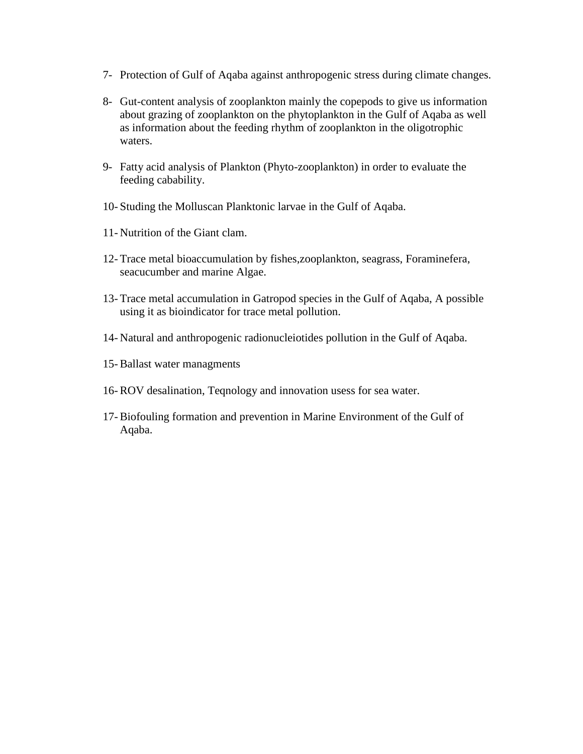7- Protection of Gulf of Aqaba against anthropogenic stress during climate changes.

8- Gut-content analysis of zooplankton mainly the copepods to give us information about grazing of zooplankton on the phytoplankton in the Gulf of Aqaba as well as information about the feeding rhythm of zooplankton in the oligotrophic waters.

9- Fatty acid analysis of Plankton (Phyto-zooplankton) in order to evaluate the feeding cabability.

10- Studing the Molluscan Planktonic larvae in the Gulf of Aqaba.

11- Nutrition of the Giant clam.

12- Trace metal bioaccumulation by fishes,zooplankton, seagrass, Foraminefera, seacucumber and marine Algae.

13- Trace metal accumulation in Gatropod species in the Gulf of Aqaba, A possible using it as bioindicator for trace metal pollution.

14- Natural and anthropogenic radionucleiotides pollution in the Gulf of Aqaba.

15- Ballast water managments

16- ROV desalination, Teqnology and innovation usess for sea water.

17- Biofouling formation and prevention in Marine Environment of the Gulf of Aqaba.